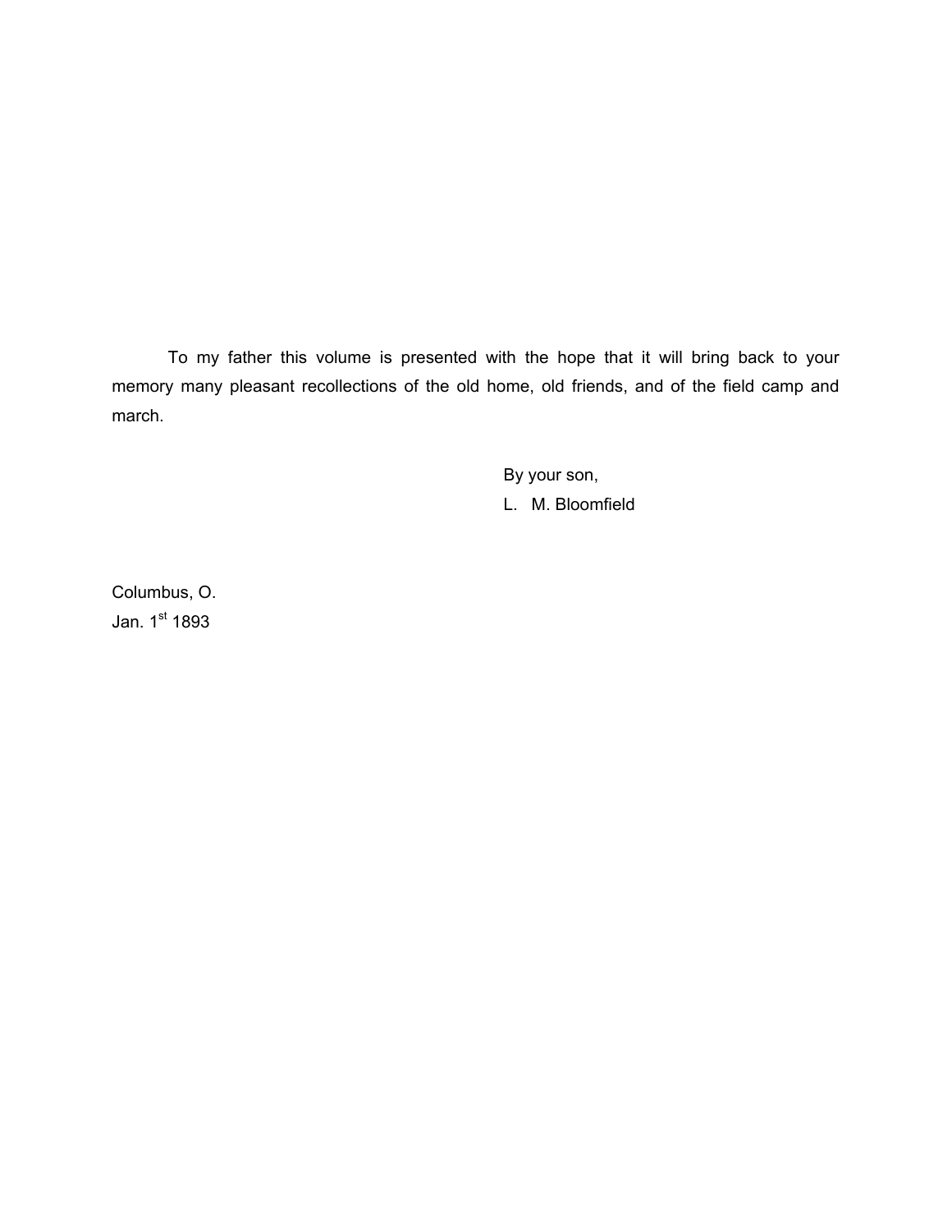To my father this volume is presented with the hope that it will bring back to your memory many pleasant recollections of the old home, old friends, and of the field camp and march.

By your son,
L. M. Bloomfield

Columbus, O.
Jan. 1st 1893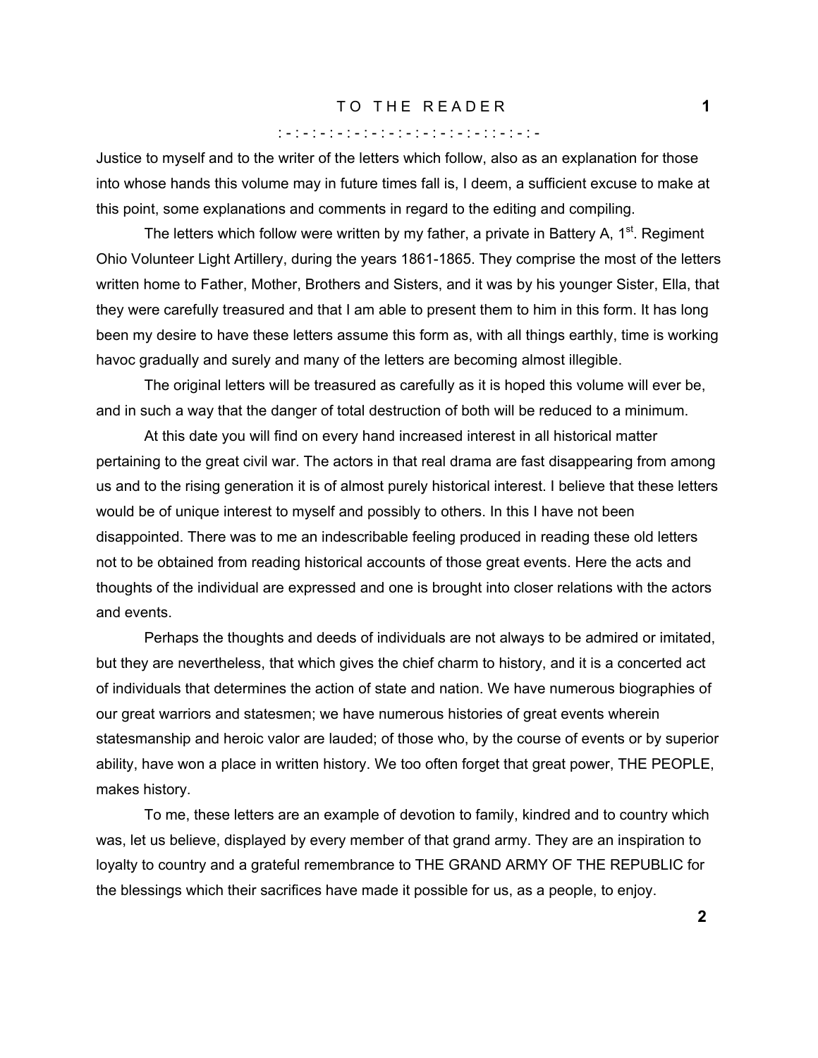# TO THE READER

: - : - : - : - : - : - : - : - : - : - : - : - : - : : - : - : -

Justice to myself and to the writer of the letters which follow, also as an explanation for those into whose hands this volume may in future times fall is, I deem, a sufficient excuse to make at this point, some explanations and comments in regard to the editing and compiling.

The letters which follow were written by my father, a private in Battery A, 1st. Regiment Ohio Volunteer Light Artillery, during the years 1861-1865. They comprise the most of the letters written home to Father, Mother, Brothers and Sisters, and it was by his younger Sister, Ella, that they were carefully treasured and that I am able to present them to him in this form. It has long been my desire to have these letters assume this form as, with all things earthly, time is working havoc gradually and surely and many of the letters are becoming almost illegible.

The original letters will be treasured as carefully as it is hoped this volume will ever be, and in such a way that the danger of total destruction of both will be reduced to a minimum.

At this date you will find on every hand increased interest in all historical matter pertaining to the great civil war. The actors in that real drama are fast disappearing from among us and to the rising generation it is of almost purely historical interest. I believe that these letters would be of unique interest to myself and possibly to others. In this I have not been disappointed. There was to me an indescribable feeling produced in reading these old letters not to be obtained from reading historical accounts of those great events. Here the acts and thoughts of the individual are expressed and one is brought into closer relations with the actors and events.

Perhaps the thoughts and deeds of individuals are not always to be admired or imitated, but they are nevertheless, that which gives the chief charm to history, and it is a concerted act of individuals that determines the action of state and nation. We have numerous biographies of our great warriors and statesmen; we have numerous histories of great events wherein statesmanship and heroic valor are lauded; of those who, by the course of events or by superior ability, have won a place in written history. We too often forget that great power, THE PEOPLE, makes history.

To me, these letters are an example of devotion to family, kindred and to country which was, let us believe, displayed by every member of that grand army. They are an inspiration to loyalty to country and a grateful remembrance to THE GRAND ARMY OF THE REPUBLIC for the blessings which their sacrifices have made it possible for us, as a people, to enjoy.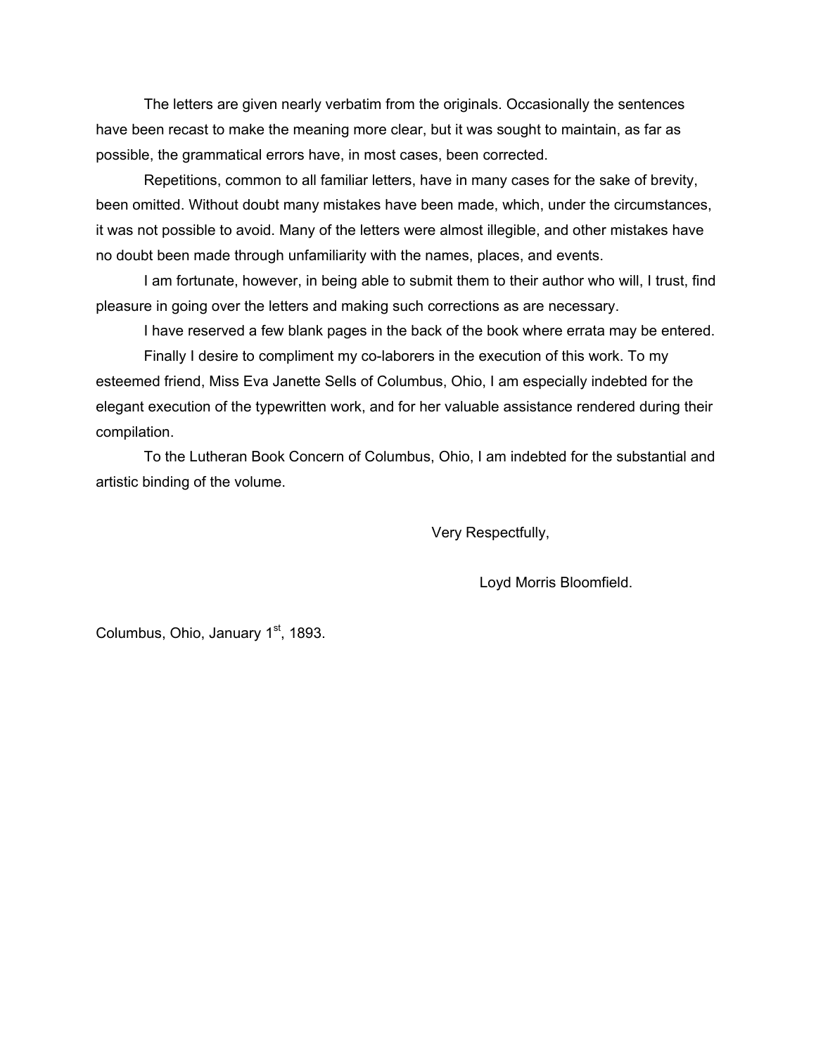The letters are given nearly verbatim from the originals. Occasionally the sentences have been recast to make the meaning more clear, but it was sought to maintain, as far as possible, the grammatical errors have, in most cases, been corrected.

Repetitions, common to all familiar letters, have in many cases for the sake of brevity, been omitted. Without doubt many mistakes have been made, which, under the circumstances, it was not possible to avoid. Many of the letters were almost illegible, and other mistakes have no doubt been made through unfamiliarity with the names, places, and events.

I am fortunate, however, in being able to submit them to their author who will, I trust, find pleasure in going over the letters and making such corrections as are necessary.

I have reserved a few blank pages in the back of the book where errata may be entered.

Finally I desire to compliment my co-laborers in the execution of this work. To my esteemed friend, Miss Eva Janette Sells of Columbus, Ohio, I am especially indebted for the elegant execution of the typewritten work, and for her valuable assistance rendered during their compilation.

To the Lutheran Book Concern of Columbus, Ohio, I am indebted for the substantial and artistic binding of the volume.

Very Respectfully,

Loyd Morris Bloomfield.

Columbus, Ohio, January 1st, 1893.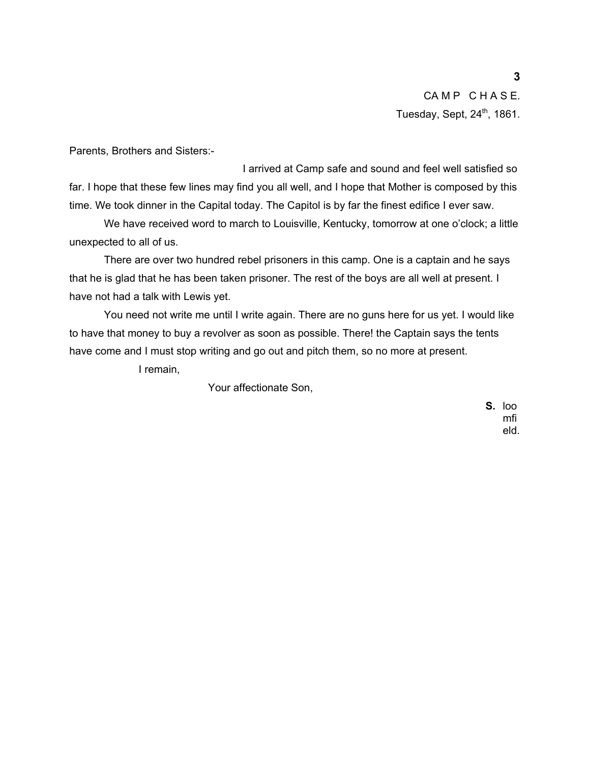CAMP CHASE.

Tuesday, Sept, 24th, 1861.

Parents, Brothers and Sisters:-

I arrived at Camp safe and sound and feel well satisfied so far. I hope that these few lines may find you all well, and I hope that Mother is composed by this time. We took dinner in the Capital today. The Capitol is by far the finest edifice I ever saw.

We have received word to march to Louisville, Kentucky, tomorrow at one o'clock; a little unexpected to all of us.

There are over two hundred rebel prisoners in this camp. One is a captain and he says that he is glad that he has been taken prisoner. The rest of the boys are all well at present. I have not had a talk with Lewis yet.

You need not write me until I write again. There are no guns here for us yet. I would like to have that money to buy a revolver as soon as possible. There! the Captain says the tents have come and I must stop writing and go out and pitch them, so no more at present.

I remain,

Your affectionate Son,

**S.** loomfield.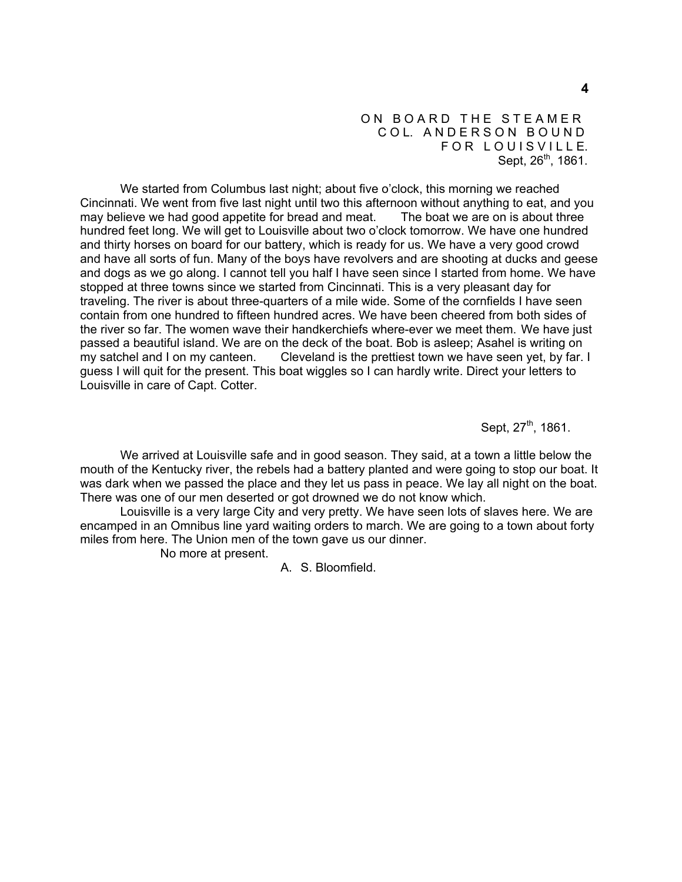ON BOARD THE STEAMER
COL. ANDERSON BOUND
FOR LOUISVILLE.
Sept, 26th, 1861.

We started from Columbus last night; about five o'clock, this morning we reached Cincinnati. We went from five last night until two this afternoon without anything to eat, and you may believe we had good appetite for bread and meat. The boat we are on is about three hundred feet long. We will get to Louisville about two o'clock tomorrow. We have one hundred and thirty horses on board for our battery, which is ready for us. We have a very good crowd and have all sorts of fun. Many of the boys have revolvers and are shooting at ducks and geese and dogs as we go along. I cannot tell you half I have seen since I started from home. We have stopped at three towns since we started from Cincinnati. This is a very pleasant day for traveling. The river is about three-quarters of a mile wide. Some of the cornfields I have seen contain from one hundred to fifteen hundred acres. We have been cheered from both sides of the river so far. The women wave their handkerchiefs where-ever we meet them. We have just passed a beautiful island. We are on the deck of the boat. Bob is asleep; Asahel is writing on my satchel and I on my canteen. Cleveland is the prettiest town we have seen yet, by far. I guess I will quit for the present. This boat wiggles so I can hardly write. Direct your letters to Louisville in care of Capt. Cotter.

Sept, 27th, 1861.

We arrived at Louisville safe and in good season. They said, at a town a little below the mouth of the Kentucky river, the rebels had a battery planted and were going to stop our boat. It was dark when we passed the place and they let us pass in peace. We lay all night on the boat. There was one of our men deserted or got drowned we do not know which.

Louisville is a very large City and very pretty. We have seen lots of slaves here. We are encamped in an Omnibus line yard waiting orders to march. We are going to a town about forty miles from here. The Union men of the town gave us our dinner.

No more at present.

A. S. Bloomfield.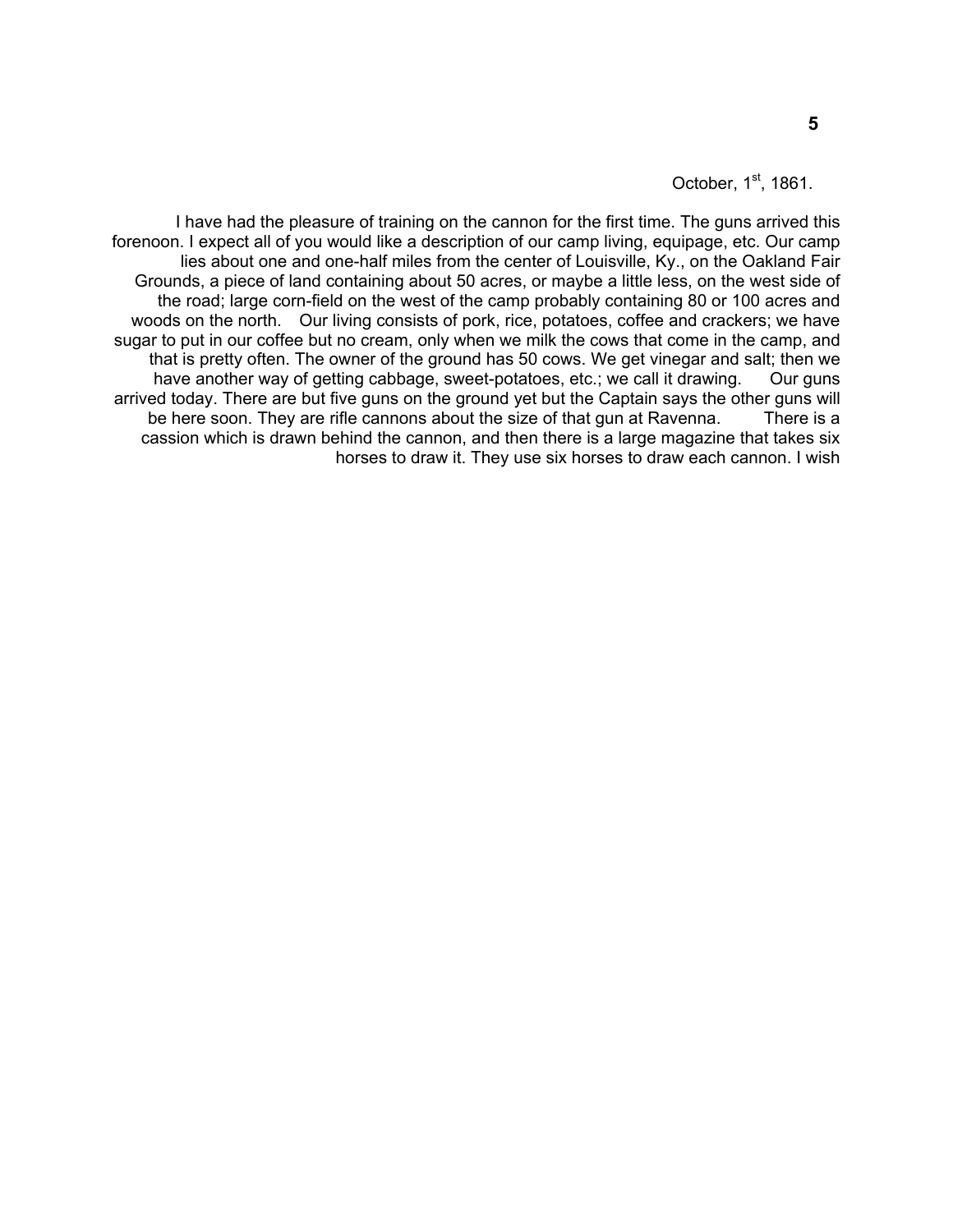October, 1st, 1861.

I have had the pleasure of training on the cannon for the first time. The guns arrived this forenoon. I expect all of you would like a description of our camp living, equipage, etc. Our camp lies about one and one-half miles from the center of Louisville, Ky., on the Oakland Fair Grounds, a piece of land containing about 50 acres, or maybe a little less, on the west side of the road; large corn-field on the west of the camp probably containing 80 or 100 acres and woods on the north. Our living consists of pork, rice, potatoes, coffee and crackers; we have sugar to put in our coffee but no cream, only when we milk the cows that come in the camp, and that is pretty often. The owner of the ground has 50 cows. We get vinegar and salt; then we have another way of getting cabbage, sweet-potatoes, etc.; we call it drawing. Our guns arrived today. There are but five guns on the ground yet but the Captain says the other guns will be here soon. They are rifle cannons about the size of that gun at Ravenna. There is a cassion which is drawn behind the cannon, and then there is a large magazine that takes six horses to draw it. They use six horses to draw each cannon. I wish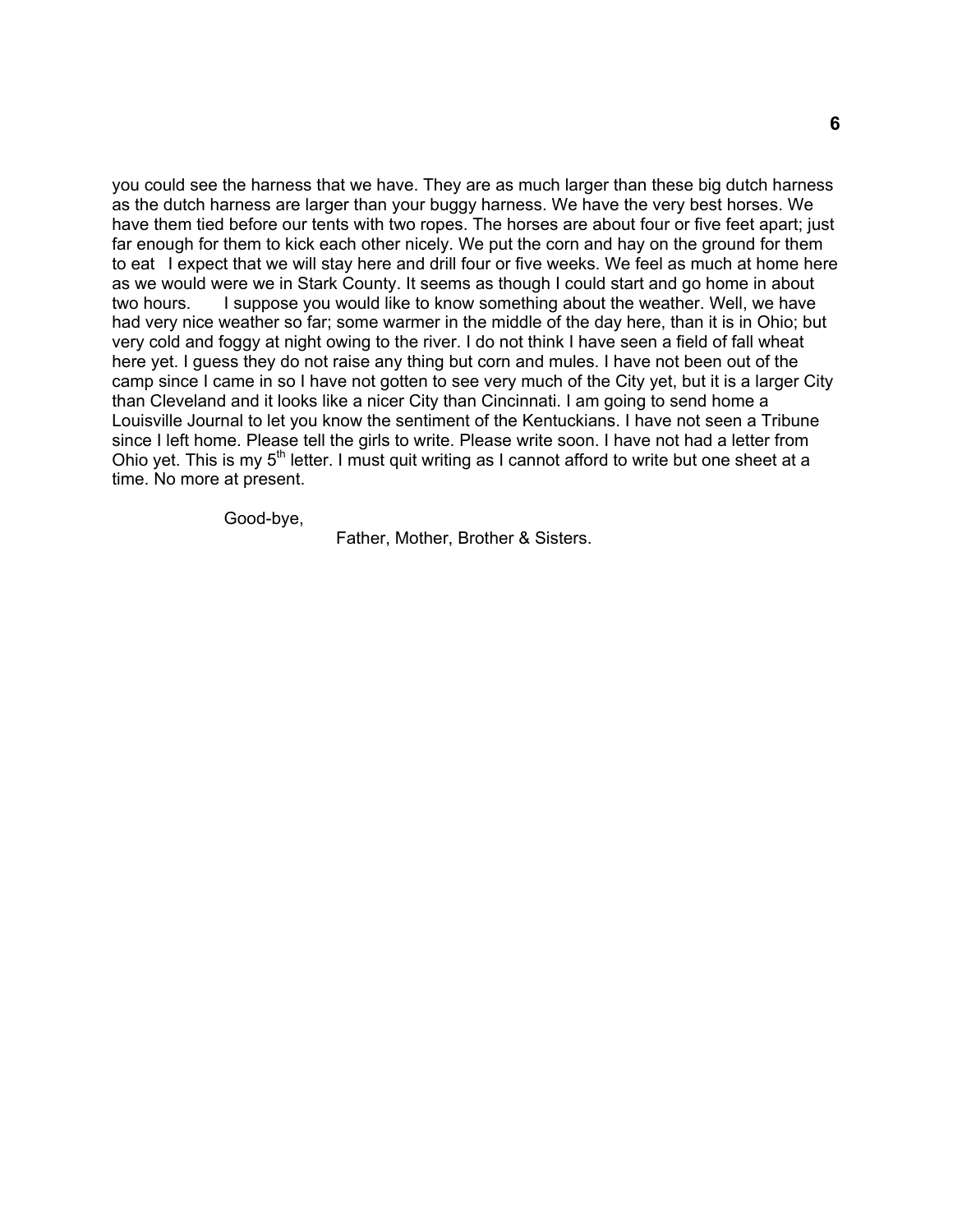you could see the harness that we have. They are as much larger than these big dutch harness as the dutch harness are larger than your buggy harness. We have the very best horses. We have them tied before our tents with two ropes. The horses are about four or five feet apart; just far enough for them to kick each other nicely. We put the corn and hay on the ground for them to eat   I expect that we will stay here and drill four or five weeks. We feel as much at home here as we would were we in Stark County. It seems as though I could start and go home in about two hours.   I suppose you would like to know something about the weather. Well, we have had very nice weather so far; some warmer in the middle of the day here, than it is in Ohio; but very cold and foggy at night owing to the river. I do not think I have seen a field of fall wheat here yet. I guess they do not raise any thing but corn and mules. I have not been out of the camp since I came in so I have not gotten to see very much of the City yet, but it is a larger City than Cleveland and it looks like a nicer City than Cincinnati. I am going to send home a Louisville Journal to let you know the sentiment of the Kentuckians. I have not seen a Tribune since I left home. Please tell the girls to write. Please write soon. I have not had a letter from Ohio yet. This is my 5th letter. I must quit writing as I cannot afford to write but one sheet at a time. No more at present.

Good-bye,

Father, Mother, Brother & Sisters.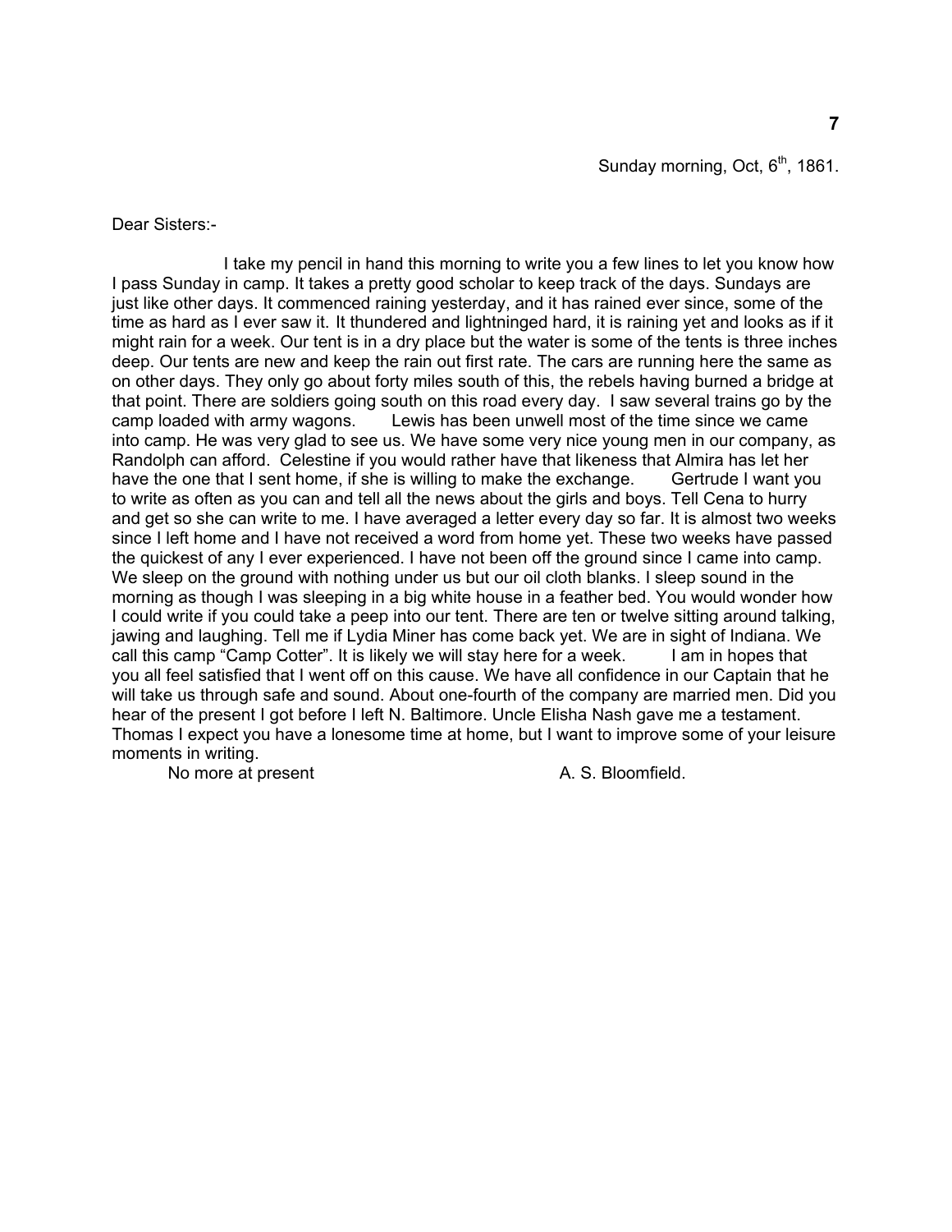Sunday morning, Oct, 6th, 1861.

Dear Sisters:-

I take my pencil in hand this morning to write you a few lines to let you know how I pass Sunday in camp. It takes a pretty good scholar to keep track of the days. Sundays are just like other days. It commenced raining yesterday, and it has rained ever since, some of the time as hard as I ever saw it. It thundered and lightninged hard, it is raining yet and looks as if it might rain for a week. Our tent is in a dry place but the water is some of the tents is three inches deep. Our tents are new and keep the rain out first rate. The cars are running here the same as on other days. They only go about forty miles south of this, the rebels having burned a bridge at that point. There are soldiers going south on this road every day. I saw several trains go by the camp loaded with army wagons. Lewis has been unwell most of the time since we came into camp. He was very glad to see us. We have some very nice young men in our company, as Randolph can afford. Celestine if you would rather have that likeness that Almira has let her have the one that I sent home, if she is willing to make the exchange. Gertrude I want you to write as often as you can and tell all the news about the girls and boys. Tell Cena to hurry and get so she can write to me. I have averaged a letter every day so far. It is almost two weeks since I left home and I have not received a word from home yet. These two weeks have passed the quickest of any I ever experienced. I have not been off the ground since I came into camp. We sleep on the ground with nothing under us but our oil cloth blanks. I sleep sound in the morning as though I was sleeping in a big white house in a feather bed. You would wonder how I could write if you could take a peep into our tent. There are ten or twelve sitting around talking, jawing and laughing. Tell me if Lydia Miner has come back yet. We are in sight of Indiana. We call this camp "Camp Cotter". It is likely we will stay here for a week. I am in hopes that you all feel satisfied that I went off on this cause. We have all confidence in our Captain that he will take us through safe and sound. About one-fourth of the company are married men. Did you hear of the present I got before I left N. Baltimore. Uncle Elisha Nash gave me a testament. Thomas I expect you have a lonesome time at home, but I want to improve some of your leisure moments in writing.

No more at present A. S. Bloomfield.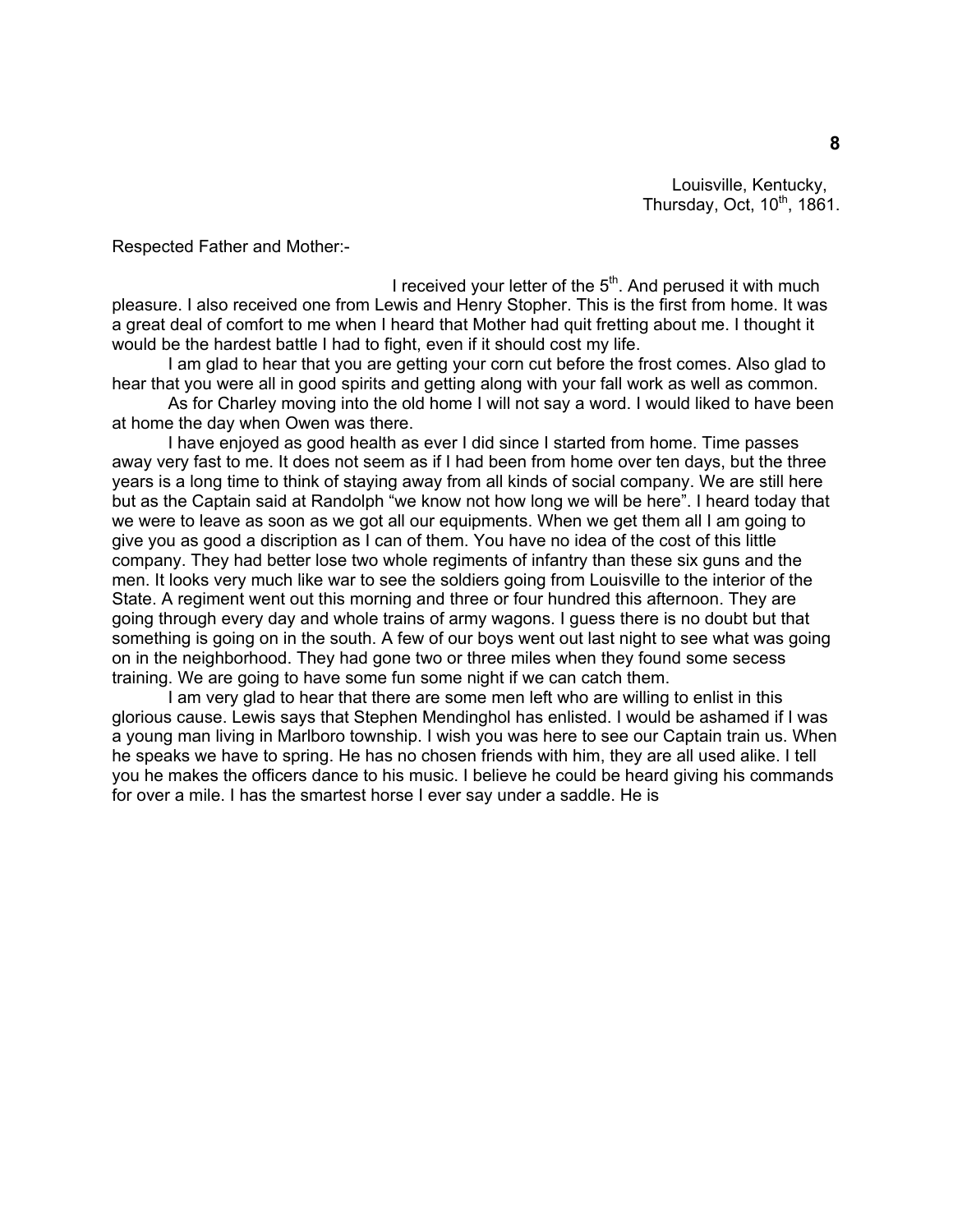Louisville, Kentucky,  
Thursday, Oct, 10th, 1861.

Respected Father and Mother:-

I received your letter of the 5th. And perused it with much pleasure. I also received one from Lewis and Henry Stopher. This is the first from home. It was a great deal of comfort to me when I heard that Mother had quit fretting about me. I thought it would be the hardest battle I had to fight, even if it should cost my life.

I am glad to hear that you are getting your corn cut before the frost comes. Also glad to hear that you were all in good spirits and getting along with your fall work as well as common.

As for Charley moving into the old home I will not say a word. I would liked to have been at home the day when Owen was there.

I have enjoyed as good health as ever I did since I started from home. Time passes away very fast to me. It does not seem as if I had been from home over ten days, but the three years is a long time to think of staying away from all kinds of social company. We are still here but as the Captain said at Randolph "we know not how long we will be here". I heard today that we were to leave as soon as we got all our equipments. When we get them all I am going to give you as good a discription as I can of them. You have no idea of the cost of this little company. They had better lose two whole regiments of infantry than these six guns and the men. It looks very much like war to see the soldiers going from Louisville to the interior of the State. A regiment went out this morning and three or four hundred this afternoon. They are going through every day and whole trains of army wagons. I guess there is no doubt but that something is going on in the south. A few of our boys went out last night to see what was going on in the neighborhood. They had gone two or three miles when they found some secess training. We are going to have some fun some night if we can catch them.

I am very glad to hear that there are some men left who are willing to enlist in this glorious cause. Lewis says that Stephen Mendinghol has enlisted. I would be ashamed if I was a young man living in Marlboro township. I wish you was here to see our Captain train us. When he speaks we have to spring. He has no chosen friends with him, they are all used alike. I tell you he makes the officers dance to his music. I believe he could be heard giving his commands for over a mile. I has the smartest horse I ever say under a saddle. He is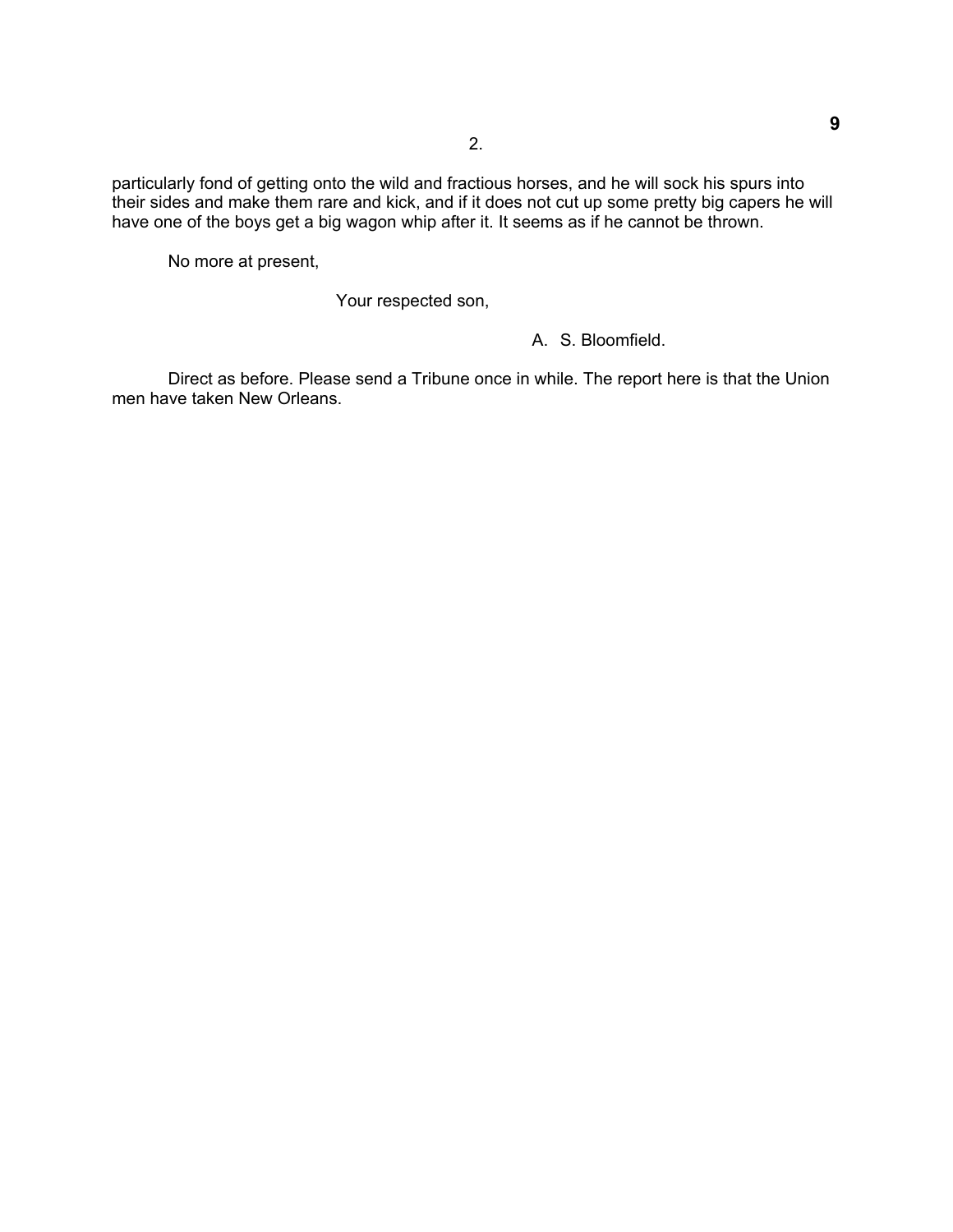particularly fond of getting onto the wild and fractious horses, and he will sock his spurs into their sides and make them rare and kick, and if it does not cut up some pretty big capers he will have one of the boys get a big wagon whip after it. It seems as if he cannot be thrown.

No more at present,

Your respected son,

A. S. Bloomfield.

Direct as before. Please send a Tribune once in while. The report here is that the Union men have taken New Orleans.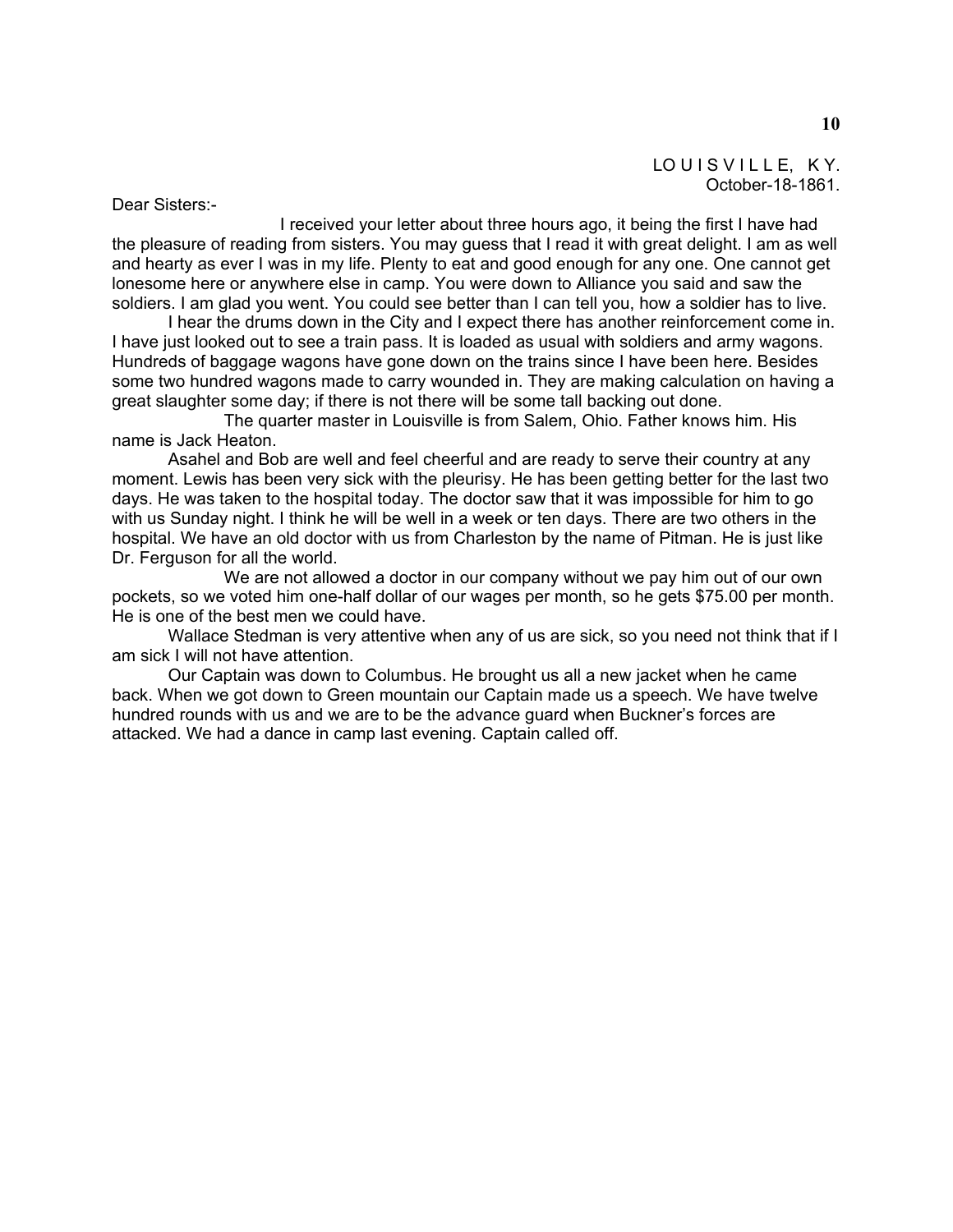LOUISVILLE, KY.
October-18-1861.

Dear Sisters:-

I received your letter about three hours ago, it being the first I have had the pleasure of reading from sisters. You may guess that I read it with great delight. I am as well and hearty as ever I was in my life. Plenty to eat and good enough for any one. One cannot get lonesome here or anywhere else in camp. You were down to Alliance you said and saw the soldiers. I am glad you went. You could see better than I can tell you, how a soldier has to live.

I hear the drums down in the City and I expect there has another reinforcement come in. I have just looked out to see a train pass. It is loaded as usual with soldiers and army wagons. Hundreds of baggage wagons have gone down on the trains since I have been here. Besides some two hundred wagons made to carry wounded in. They are making calculation on having a great slaughter some day; if there is not there will be some tall backing out done.

The quarter master in Louisville is from Salem, Ohio. Father knows him. His name is Jack Heaton.

Asahel and Bob are well and feel cheerful and are ready to serve their country at any moment. Lewis has been very sick with the pleurisy. He has been getting better for the last two days. He was taken to the hospital today. The doctor saw that it was impossible for him to go with us Sunday night. I think he will be well in a week or ten days. There are two others in the hospital. We have an old doctor with us from Charleston by the name of Pitman. He is just like Dr. Ferguson for all the world.

We are not allowed a doctor in our company without we pay him out of our own pockets, so we voted him one-half dollar of our wages per month, so he gets $75.00 per month. He is one of the best men we could have.

Wallace Stedman is very attentive when any of us are sick, so you need not think that if I am sick I will not have attention.

Our Captain was down to Columbus. He brought us all a new jacket when he came back. When we got down to Green mountain our Captain made us a speech. We have twelve hundred rounds with us and we are to be the advance guard when Buckner's forces are attacked. We had a dance in camp last evening. Captain called off.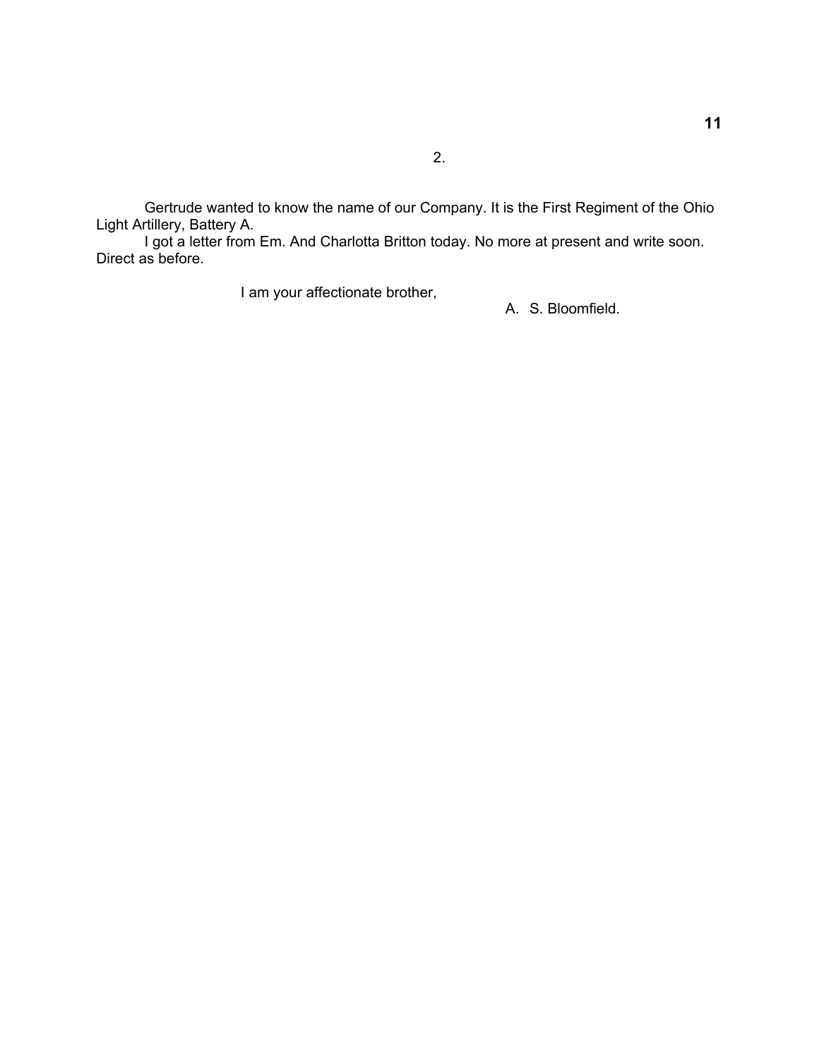2.

Gertrude wanted to know the name of our Company. It is the First Regiment of the Ohio Light Artillery, Battery A.

I got a letter from Em. And Charlotta Britton today. No more at present and write soon. Direct as before.

I am your affectionate brother,

A. S. Bloomfield.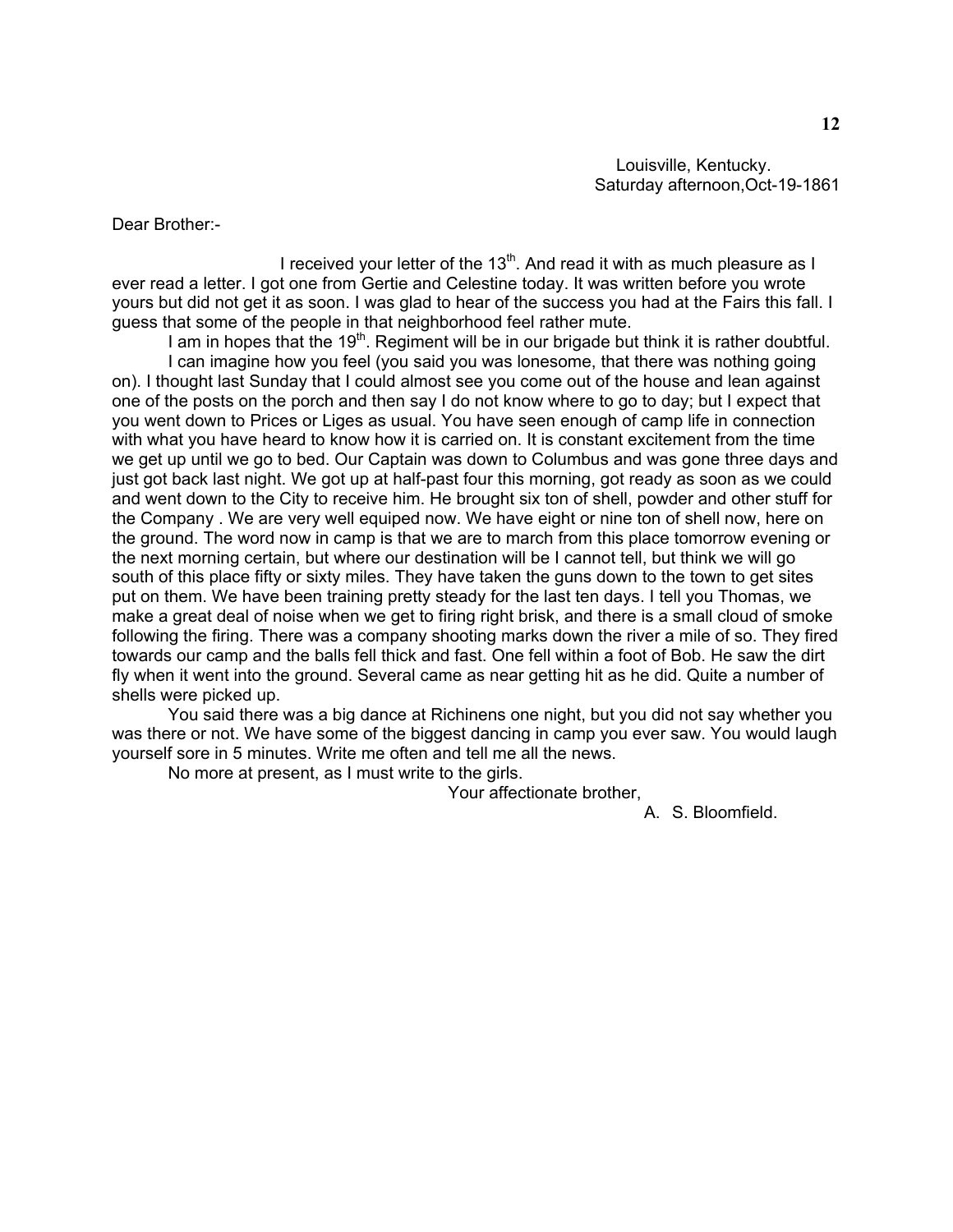Louisville, Kentucky.
Saturday afternoon,Oct-19-1861

Dear Brother:-

I received your letter of the 13th. And read it with as much pleasure as I ever read a letter. I got one from Gertie and Celestine today. It was written before you wrote yours but did not get it as soon. I was glad to hear of the success you had at the Fairs this fall. I guess that some of the people in that neighborhood feel rather mute.

I am in hopes that the 19th. Regiment will be in our brigade but think it is rather doubtful.

I can imagine how you feel (you said you was lonesome, that there was nothing going on). I thought last Sunday that I could almost see you come out of the house and lean against one of the posts on the porch and then say I do not know where to go to day; but I expect that you went down to Prices or Liges as usual. You have seen enough of camp life in connection with what you have heard to know how it is carried on. It is constant excitement from the time we get up until we go to bed. Our Captain was down to Columbus and was gone three days and just got back last night. We got up at half-past four this morning, got ready as soon as we could and went down to the City to receive him. He brought six ton of shell, powder and other stuff for the Company . We are very well equiped now. We have eight or nine ton of shell now, here on the ground. The word now in camp is that we are to march from this place tomorrow evening or the next morning certain, but where our destination will be I cannot tell, but think we will go south of this place fifty or sixty miles. They have taken the guns down to the town to get sites put on them. We have been training pretty steady for the last ten days. I tell you Thomas, we make a great deal of noise when we get to firing right brisk, and there is a small cloud of smoke following the firing. There was a company shooting marks down the river a mile of so. They fired towards our camp and the balls fell thick and fast. One fell within a foot of Bob. He saw the dirt fly when it went into the ground. Several came as near getting hit as he did. Quite a number of shells were picked up.

You said there was a big dance at Richinens one night, but you did not say whether you was there or not. We have some of the biggest dancing in camp you ever saw. You would laugh yourself sore in 5 minutes. Write me often and tell me all the news.

No more at present, as I must write to the girls.

Your affectionate brother,

A. S. Bloomfield.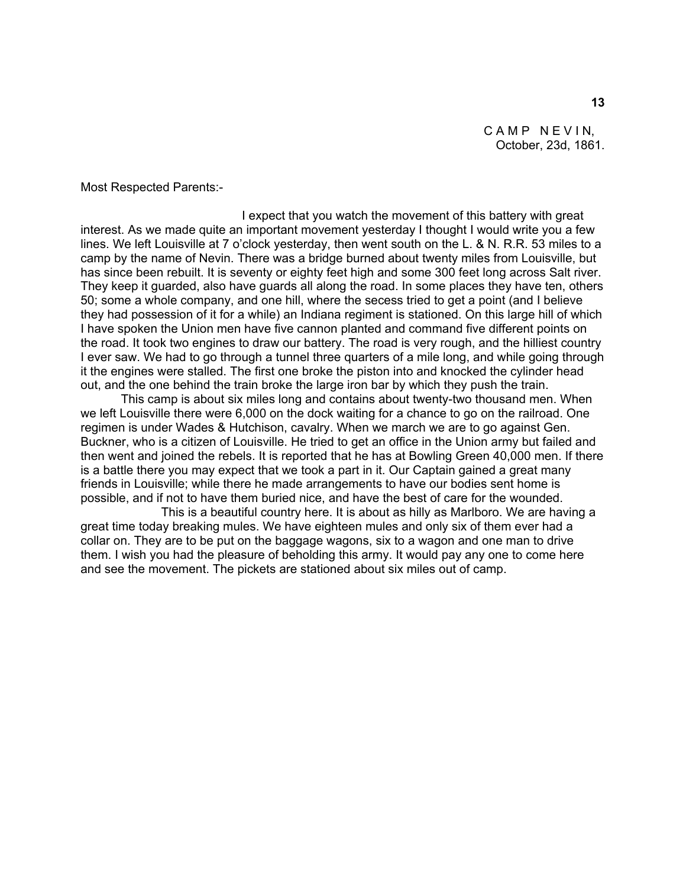C A M P N E V I N,
October, 23d, 1861.

Most Respected Parents:-

I expect that you watch the movement of this battery with great interest. As we made quite an important movement yesterday I thought I would write you a few lines. We left Louisville at 7 o'clock yesterday, then went south on the L. & N. R.R. 53 miles to a camp by the name of Nevin. There was a bridge burned about twenty miles from Louisville, but has since been rebuilt. It is seventy or eighty feet high and some 300 feet long across Salt river. They keep it guarded, also have guards all along the road. In some places they have ten, others 50; some a whole company, and one hill, where the secess tried to get a point (and I believe they had possession of it for a while) an Indiana regiment is stationed. On this large hill of which I have spoken the Union men have five cannon planted and command five different points on the road. It took two engines to draw our battery. The road is very rough, and the hilliest country I ever saw. We had to go through a tunnel three quarters of a mile long, and while going through it the engines were stalled. The first one broke the piston into and knocked the cylinder head out, and the one behind the train broke the large iron bar by which they push the train.

This camp is about six miles long and contains about twenty-two thousand men. When we left Louisville there were 6,000 on the dock waiting for a chance to go on the railroad. One regimen is under Wades & Hutchison, cavalry. When we march we are to go against Gen. Buckner, who is a citizen of Louisville. He tried to get an office in the Union army but failed and then went and joined the rebels. It is reported that he has at Bowling Green 40,000 men. If there is a battle there you may expect that we took a part in it. Our Captain gained a great many friends in Louisville; while there he made arrangements to have our bodies sent home is possible, and if not to have them buried nice, and have the best of care for the wounded.

This is a beautiful country here. It is about as hilly as Marlboro. We are having a great time today breaking mules. We have eighteen mules and only six of them ever had a collar on. They are to be put on the baggage wagons, six to a wagon and one man to drive them. I wish you had the pleasure of beholding this army. It would pay any one to come here and see the movement. The pickets are stationed about six miles out of camp.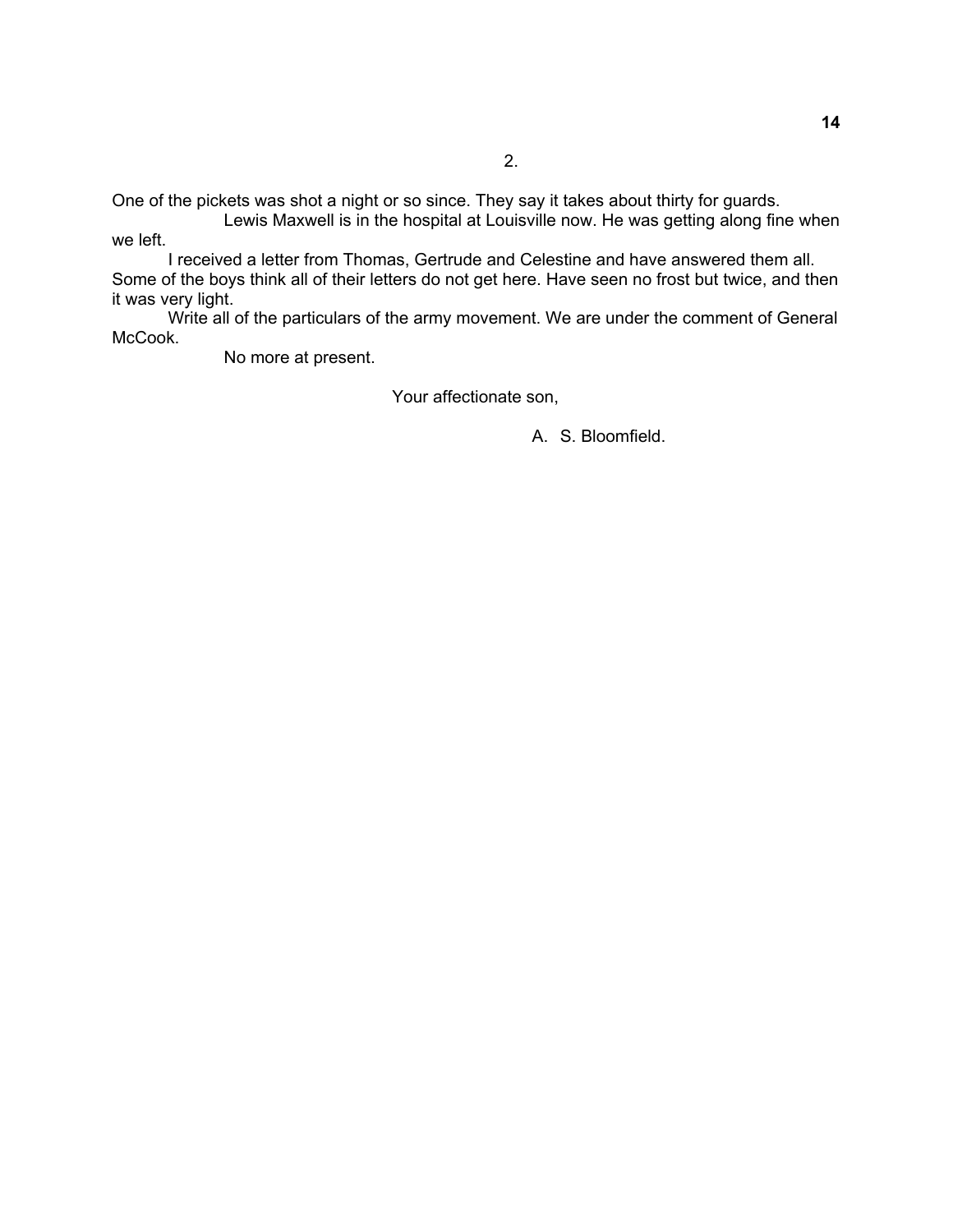2.

One of the pickets was shot a night or so since. They say it takes about thirty for guards.

Lewis Maxwell is in the hospital at Louisville now. He was getting along fine when we left.

I received a letter from Thomas, Gertrude and Celestine and have answered them all. Some of the boys think all of their letters do not get here. Have seen no frost but twice, and then it was very light.

Write all of the particulars of the army movement. We are under the comment of General McCook.

No more at present.

Your affectionate son,

A. S. Bloomfield.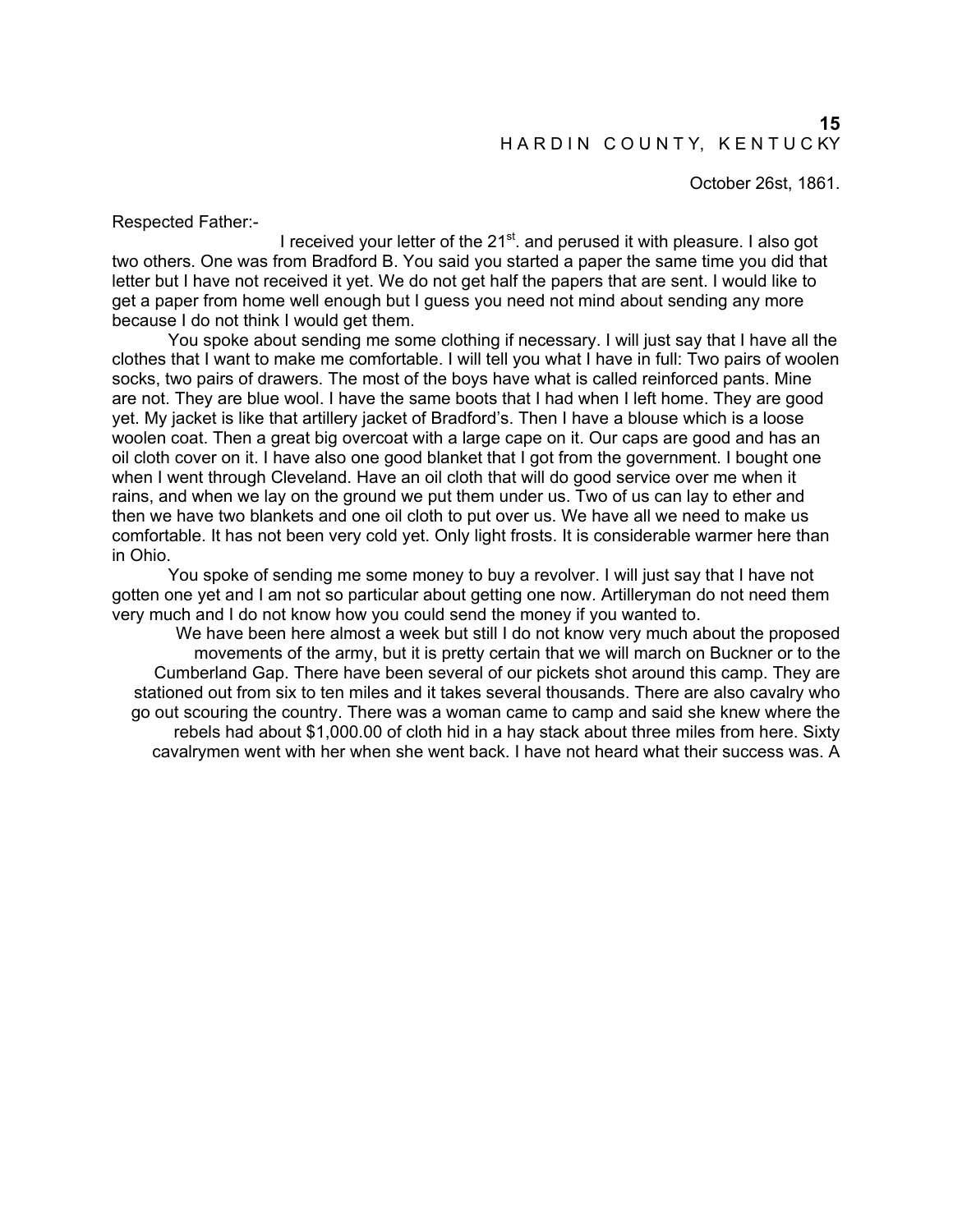# HARDIN COUNTY, KENTUCKY

October 26st, 1861.

Respected Father:-

I received your letter of the 21st. and perused it with pleasure. I also got two others. One was from Bradford B. You said you started a paper the same time you did that letter but I have not received it yet. We do not get half the papers that are sent. I would like to get a paper from home well enough but I guess you need not mind about sending any more because I do not think I would get them.

You spoke about sending me some clothing if necessary. I will just say that I have all the clothes that I want to make me comfortable. I will tell you what I have in full: Two pairs of woolen socks, two pairs of drawers. The most of the boys have what is called reinforced pants. Mine are not. They are blue wool. I have the same boots that I had when I left home. They are good yet. My jacket is like that artillery jacket of Bradford's. Then I have a blouse which is a loose woolen coat. Then a great big overcoat with a large cape on it. Our caps are good and has an oil cloth cover on it. I have also one good blanket that I got from the government. I bought one when I went through Cleveland. Have an oil cloth that will do good service over me when it rains, and when we lay on the ground we put them under us. Two of us can lay to ether and then we have two blankets and one oil cloth to put over us. We have all we need to make us comfortable. It has not been very cold yet. Only light frosts. It is considerable warmer here than in Ohio.

You spoke of sending me some money to buy a revolver. I will just say that I have not gotten one yet and I am not so particular about getting one now. Artilleryman do not need them very much and I do not know how you could send the money if you wanted to.

We have been here almost a week but still I do not know very much about the proposed movements of the army, but it is pretty certain that we will march on Buckner or to the Cumberland Gap. There have been several of our pickets shot around this camp. They are stationed out from six to ten miles and it takes several thousands. There are also cavalry who go out scouring the country. There was a woman came to camp and said she knew where the rebels had about $1,000.00 of cloth hid in a hay stack about three miles from here. Sixty cavalrymen went with her when she went back. I have not heard what their success was. A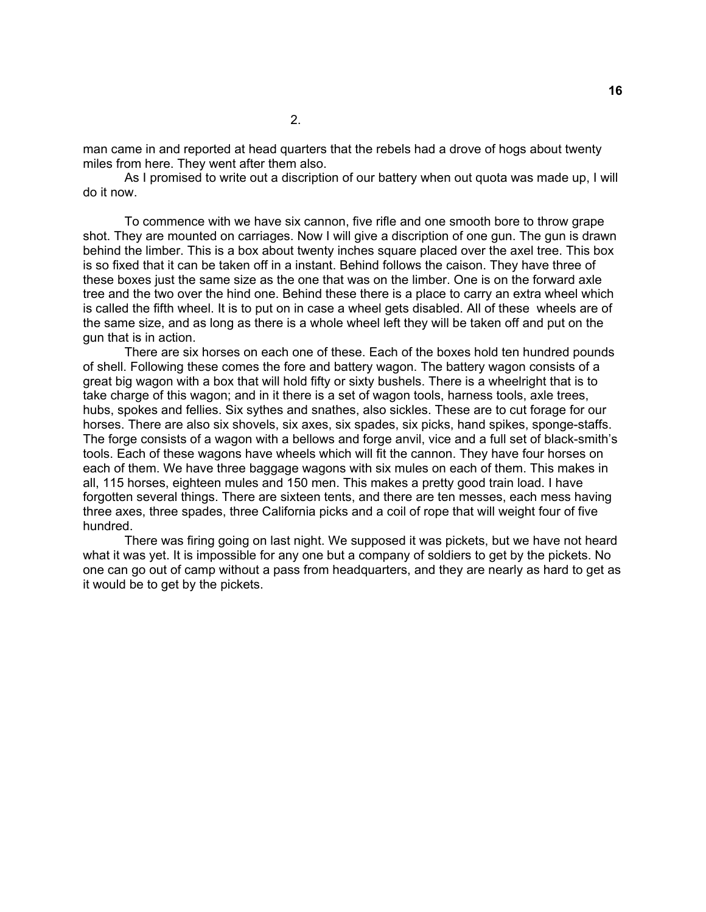2.

man came in and reported at head quarters that the rebels had a drove of hogs about twenty miles from here. They went after them also.

As I promised to write out a discription of our battery when out quota was made up, I will do it now.

To commence with we have six cannon, five rifle and one smooth bore to throw grape shot. They are mounted on carriages. Now I will give a discription of one gun. The gun is drawn behind the limber. This is a box about twenty inches square placed over the axel tree. This box is so fixed that it can be taken off in a instant. Behind follows the caison. They have three of these boxes just the same size as the one that was on the limber. One is on the forward axle tree and the two over the hind one. Behind these there is a place to carry an extra wheel which is called the fifth wheel. It is to put on in case a wheel gets disabled. All of these wheels are of the same size, and as long as there is a whole wheel left they will be taken off and put on the gun that is in action.

There are six horses on each one of these. Each of the boxes hold ten hundred pounds of shell. Following these comes the fore and battery wagon. The battery wagon consists of a great big wagon with a box that will hold fifty or sixty bushels. There is a wheelright that is to take charge of this wagon; and in it there is a set of wagon tools, harness tools, axle trees, hubs, spokes and fellies. Six sythes and snathes, also sickles. These are to cut forage for our horses. There are also six shovels, six axes, six spades, six picks, hand spikes, sponge-staffs. The forge consists of a wagon with a bellows and forge anvil, vice and a full set of black-smith's tools. Each of these wagons have wheels which will fit the cannon. They have four horses on each of them. We have three baggage wagons with six mules on each of them. This makes in all, 115 horses, eighteen mules and 150 men. This makes a pretty good train load. I have forgotten several things. There are sixteen tents, and there are ten messes, each mess having three axes, three spades, three California picks and a coil of rope that will weight four of five hundred.

There was firing going on last night. We supposed it was pickets, but we have not heard what it was yet. It is impossible for any one but a company of soldiers to get by the pickets. No one can go out of camp without a pass from headquarters, and they are nearly as hard to get as it would be to get by the pickets.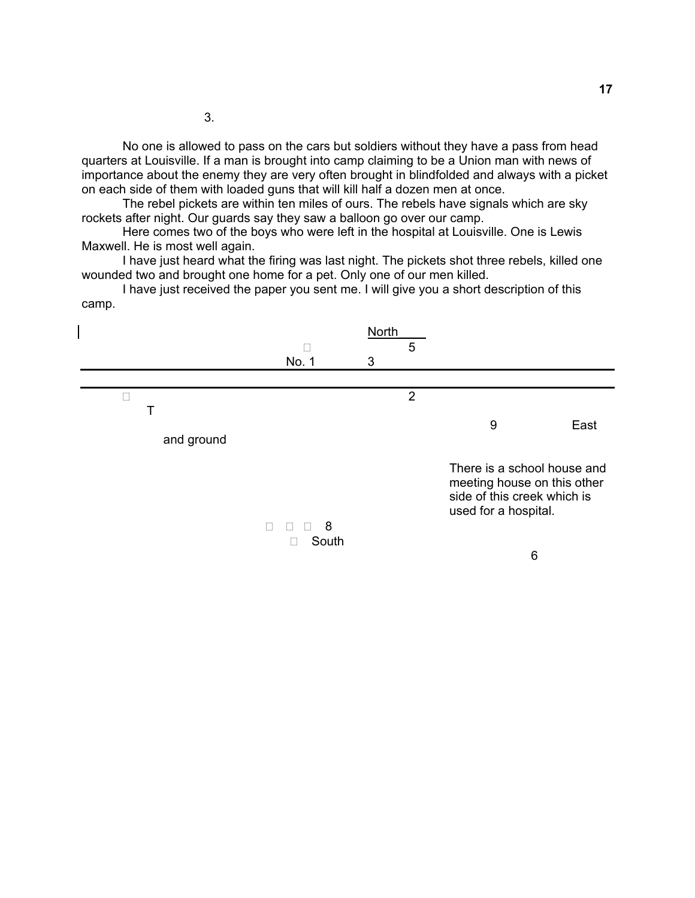3.

No one is allowed to pass on the cars but soldiers without they have a pass from head quarters at Louisville. If a man is brought into camp claiming to be a Union man with news of importance about the enemy they are very often brought in blindfolded and always with a picket on each side of them with loaded guns that will kill half a dozen men at once.

The rebel pickets are within ten miles of ours. The rebels have signals which are sky rockets after night. Our guards say they saw a balloon go over our camp.

Here comes two of the boys who were left in the hospital at Louisville. One is Lewis Maxwell. He is most well again.

I have just heard what the firing was last night. The pickets shot three rebels, killed one wounded two and brought one home for a pet. Only one of our men killed.

I have just received the paper you sent me. I will give you a short description of this camp.

North

5

No. 1

3

2

T

9

East

and ground

There is a school house and meeting house on this other side of this creek which is used for a hospital.

8

South

6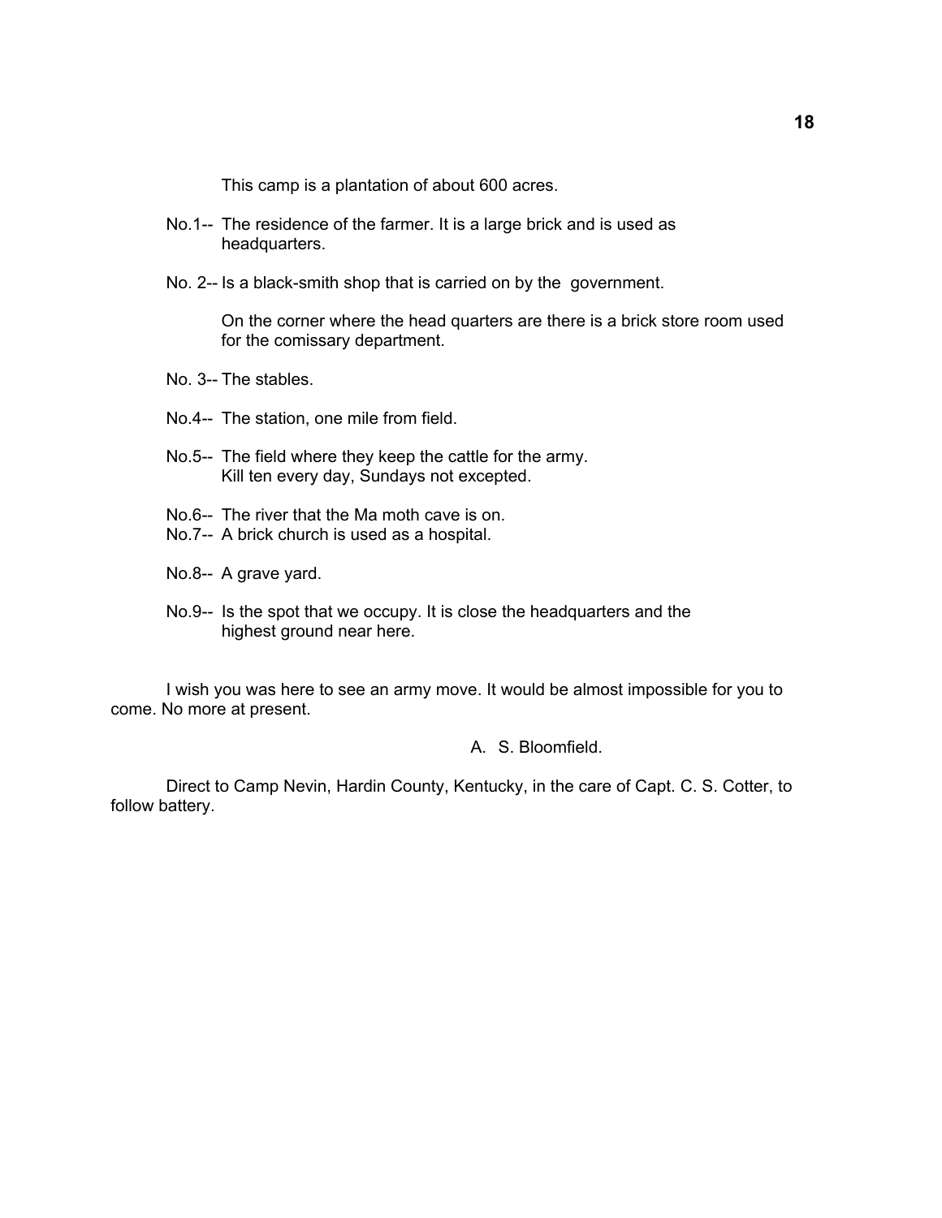This camp is a plantation of about 600 acres.

No.1-- The residence of the farmer. It is a large brick and is used as headquarters.

No. 2-- Is a black-smith shop that is carried on by the government.

On the corner where the head quarters are there is a brick store room used for the comissary department.

No. 3-- The stables.

No.4-- The station, one mile from field.

No.5-- The field where they keep the cattle for the army. Kill ten every day, Sundays not excepted.

No.6-- The river that the Ma moth cave is on.

No.7-- A brick church is used as a hospital.

No.8-- A grave yard.

No.9-- Is the spot that we occupy. It is close the headquarters and the highest ground near here.

I wish you was here to see an army move. It would be almost impossible for you to come. No more at present.

A. S. Bloomfield.

Direct to Camp Nevin, Hardin County, Kentucky, in the care of Capt. C. S. Cotter, to follow battery.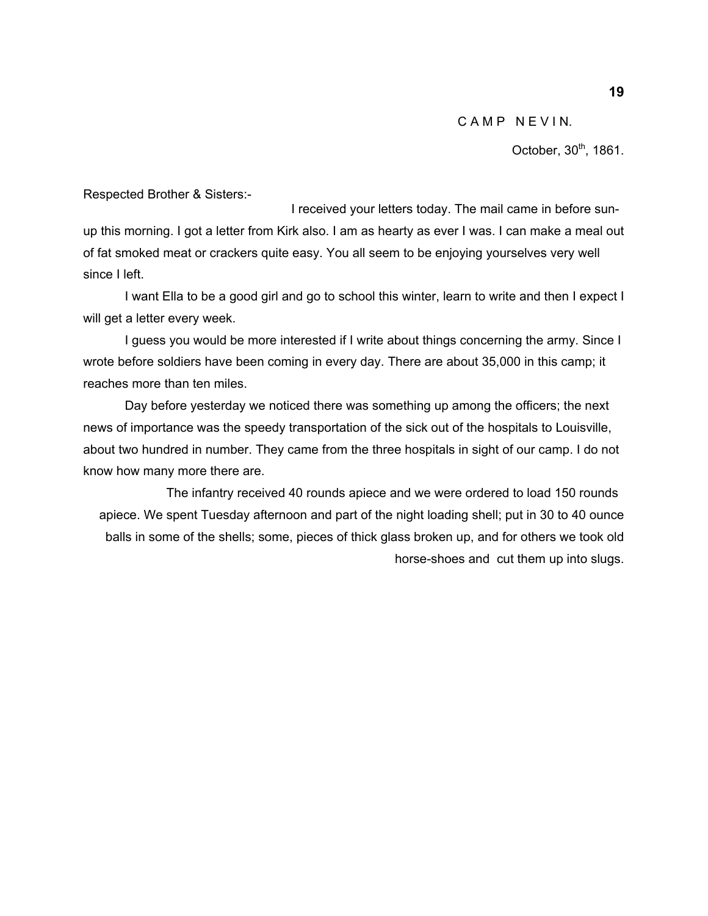C A M P N E V I N.

October, 30th, 1861.

Respected Brother & Sisters:-

I received your letters today. The mail came in before sun-up this morning. I got a letter from Kirk also. I am as hearty as ever I was. I can make a meal out of fat smoked meat or crackers quite easy. You all seem to be enjoying yourselves very well since I left.

I want Ella to be a good girl and go to school this winter, learn to write and then I expect I will get a letter every week.

I guess you would be more interested if I write about things concerning the army. Since I wrote before soldiers have been coming in every day. There are about 35,000 in this camp; it reaches more than ten miles.

Day before yesterday we noticed there was something up among the officers; the next news of importance was the speedy transportation of the sick out of the hospitals to Louisville, about two hundred in number. They came from the three hospitals in sight of our camp. I do not know how many more there are.

The infantry received 40 rounds apiece and we were ordered to load 150 rounds apiece. We spent Tuesday afternoon and part of the night loading shell; put in 30 to 40 ounce balls in some of the shells; some, pieces of thick glass broken up, and for others we took old horse-shoes and cut them up into slugs.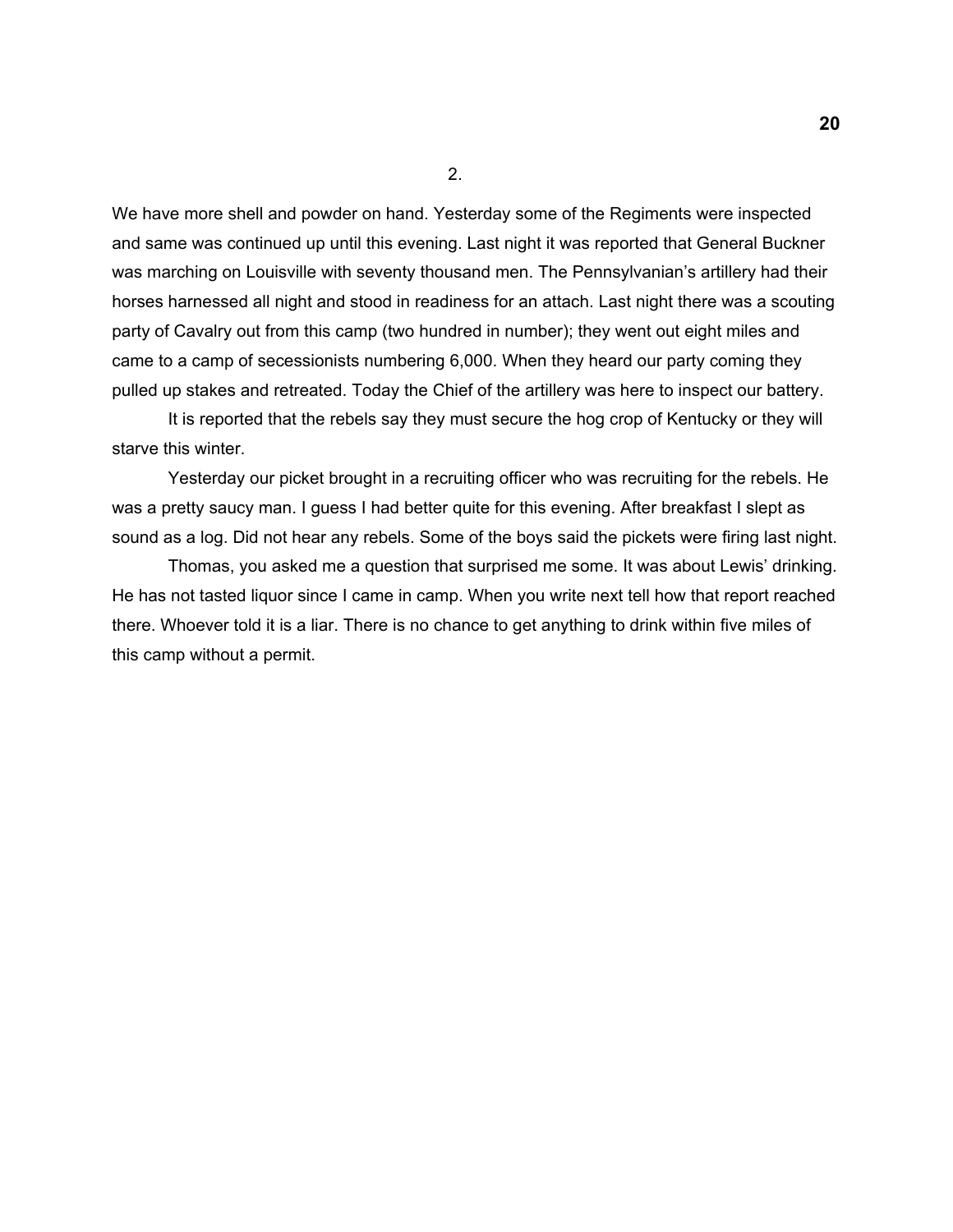2.

We have more shell and powder on hand. Yesterday some of the Regiments were inspected and same was continued up until this evening. Last night it was reported that General Buckner was marching on Louisville with seventy thousand men. The Pennsylvanian's artillery had their horses harnessed all night and stood in readiness for an attach. Last night there was a scouting party of Cavalry out from this camp (two hundred in number); they went out eight miles and came to a camp of secessionists numbering 6,000. When they heard our party coming they pulled up stakes and retreated. Today the Chief of the artillery was here to inspect our battery.

It is reported that the rebels say they must secure the hog crop of Kentucky or they will starve this winter.

Yesterday our picket brought in a recruiting officer who was recruiting for the rebels. He was a pretty saucy man. I guess I had better quite for this evening. After breakfast I slept as sound as a log. Did not hear any rebels. Some of the boys said the pickets were firing last night.

Thomas, you asked me a question that surprised me some. It was about Lewis' drinking. He has not tasted liquor since I came in camp. When you write next tell how that report reached there. Whoever told it is a liar. There is no chance to get anything to drink within five miles of this camp without a permit.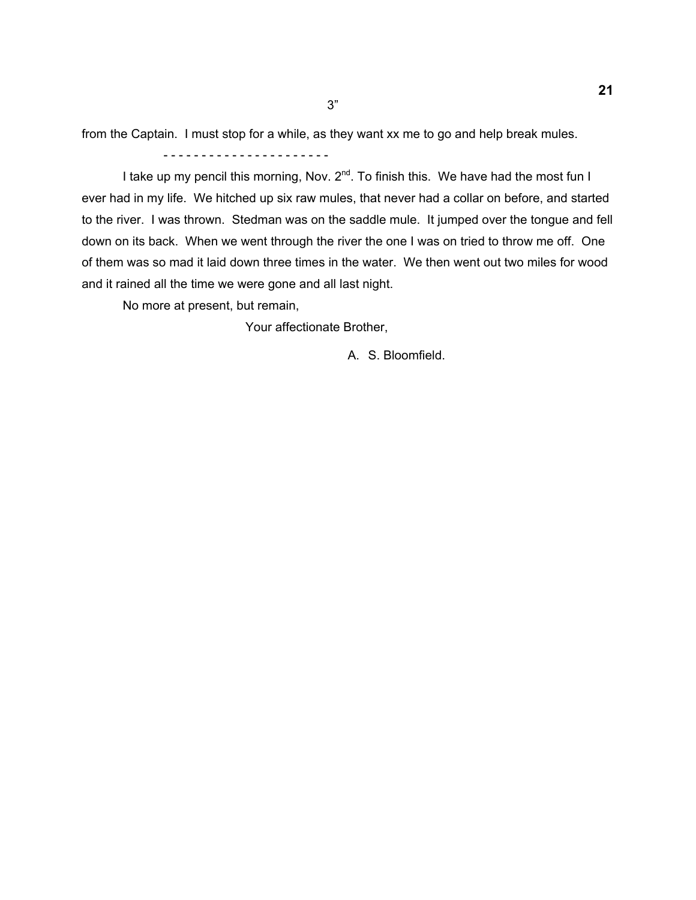3"

from the Captain. I must stop for a while, as they want xx me to go and help break mules.

- - - - - - - - - - - - - - - - - - - - - -

I take up my pencil this morning, Nov. 2nd. To finish this. We have had the most fun I ever had in my life. We hitched up six raw mules, that never had a collar on before, and started to the river. I was thrown. Stedman was on the saddle mule. It jumped over the tongue and fell down on its back. When we went through the river the one I was on tried to throw me off. One of them was so mad it laid down three times in the water. We then went out two miles for wood and it rained all the time we were gone and all last night.

No more at present, but remain,

Your affectionate Brother,

A. S. Bloomfield.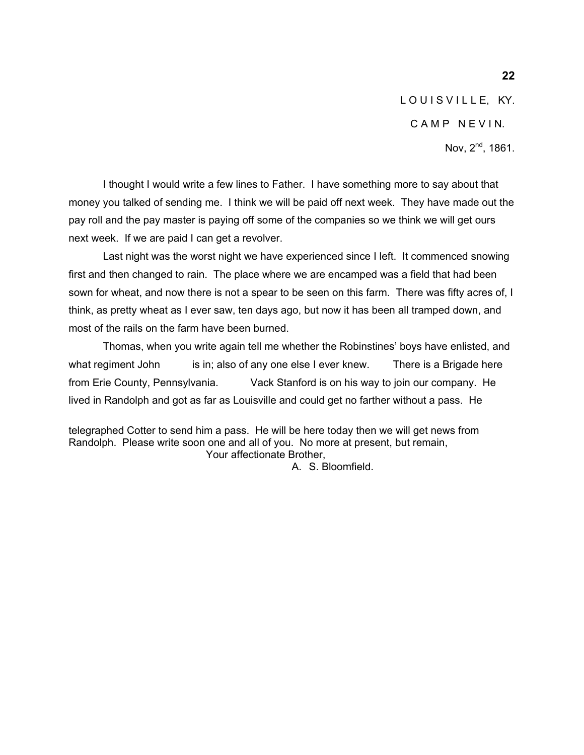L O U I S V I L L E, KY.

C A M P N E V I N.

Nov, 2nd, 1861.

I thought I would write a few lines to Father. I have something more to say about that money you talked of sending me. I think we will be paid off next week. They have made out the pay roll and the pay master is paying off some of the companies so we think we will get ours next week. If we are paid I can get a revolver.

Last night was the worst night we have experienced since I left. It commenced snowing first and then changed to rain. The place where we are encamped was a field that had been sown for wheat, and now there is not a spear to be seen on this farm. There was fifty acres of, I think, as pretty wheat as I ever saw, ten days ago, but now it has been all tramped down, and most of the rails on the farm have been burned.

Thomas, when you write again tell me whether the Robinstines' boys have enlisted, and what regiment John is in; also of any one else I ever knew. There is a Brigade here from Erie County, Pennsylvania. Vack Stanford is on his way to join our company. He lived in Randolph and got as far as Louisville and could get no farther without a pass. He telegraphed Cotter to send him a pass. He will be here today then we will get news from Randolph. Please write soon one and all of you. No more at present, but remain,

Your affectionate Brother,

A. S. Bloomfield.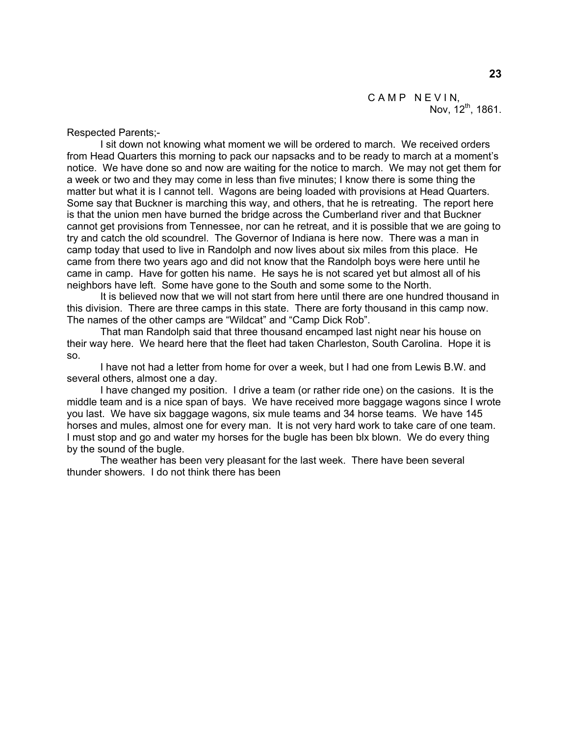CAMP NEVIN,
Nov, 12th, 1861.

Respected Parents;-

I sit down not knowing what moment we will be ordered to march. We received orders from Head Quarters this morning to pack our napsacks and to be ready to march at a moment's notice. We have done so and now are waiting for the notice to march. We may not get them for a week or two and they may come in less than five minutes; I know there is some thing the matter but what it is I cannot tell. Wagons are being loaded with provisions at Head Quarters. Some say that Buckner is marching this way, and others, that he is retreating. The report here is that the union men have burned the bridge across the Cumberland river and that Buckner cannot get provisions from Tennessee, nor can he retreat, and it is possible that we are going to try and catch the old scoundrel. The Governor of Indiana is here now. There was a man in camp today that used to live in Randolph and now lives about six miles from this place. He came from there two years ago and did not know that the Randolph boys were here until he came in camp. Have for gotten his name. He says he is not scared yet but almost all of his neighbors have left. Some have gone to the South and some some to the North.

It is believed now that we will not start from here until there are one hundred thousand in this division. There are three camps in this state. There are forty thousand in this camp now. The names of the other camps are "Wildcat" and "Camp Dick Rob".

That man Randolph said that three thousand encamped last night near his house on their way here. We heard here that the fleet had taken Charleston, South Carolina. Hope it is so.

I have not had a letter from home for over a week, but I had one from Lewis B.W. and several others, almost one a day.

I have changed my position. I drive a team (or rather ride one) on the casions. It is the middle team and is a nice span of bays. We have received more baggage wagons since I wrote you last. We have six baggage wagons, six mule teams and 34 horse teams. We have 145 horses and mules, almost one for every man. It is not very hard work to take care of one team. I must stop and go and water my horses for the bugle has been blx blown. We do every thing by the sound of the bugle.

The weather has been very pleasant for the last week. There have been several thunder showers. I do not think there has been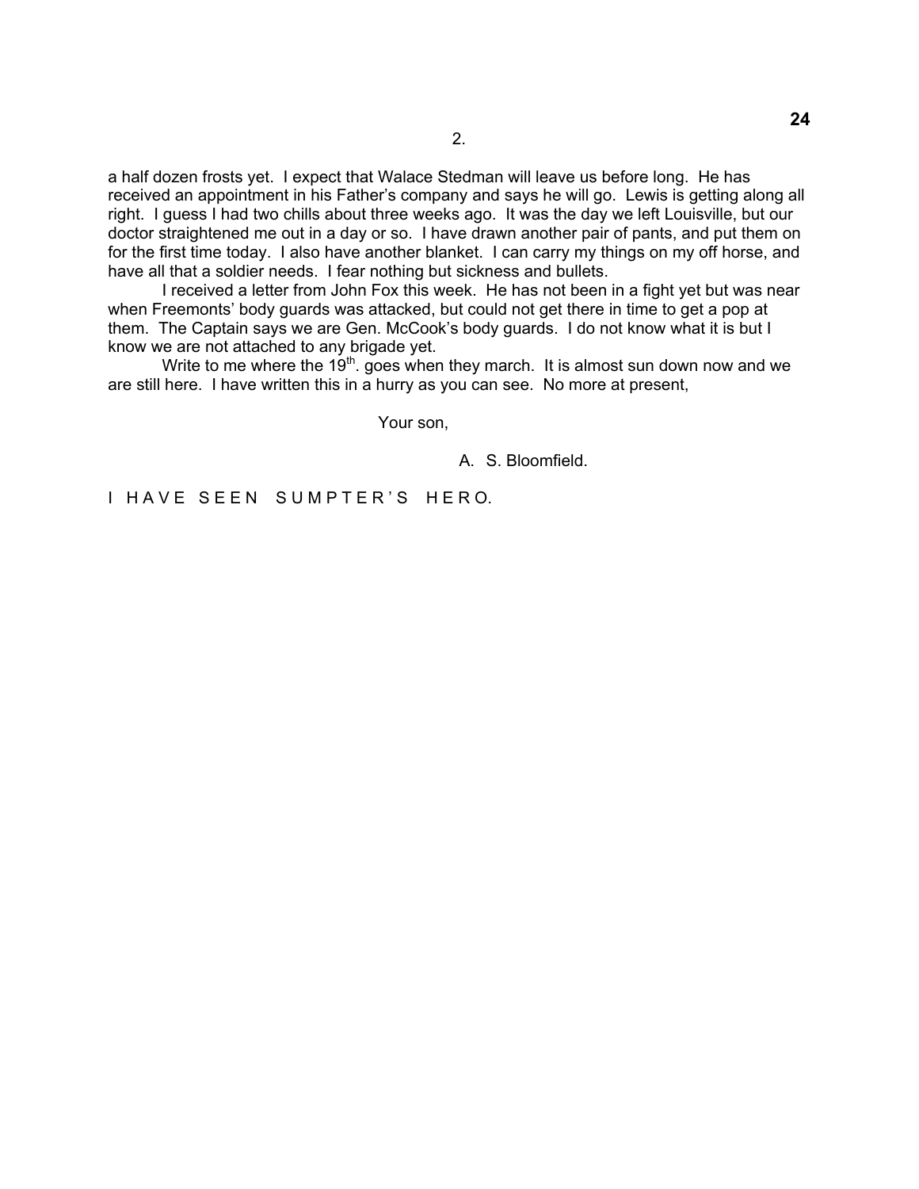2.

a half dozen frosts yet. I expect that Walace Stedman will leave us before long. He has received an appointment in his Father's company and says he will go. Lewis is getting along all right. I guess I had two chills about three weeks ago. It was the day we left Louisville, but our doctor straightened me out in a day or so. I have drawn another pair of pants, and put them on for the first time today. I also have another blanket. I can carry my things on my off horse, and have all that a soldier needs. I fear nothing but sickness and bullets.

I received a letter from John Fox this week. He has not been in a fight yet but was near when Freemonts' body guards was attacked, but could not get there in time to get a pop at them. The Captain says we are Gen. McCook's body guards. I do not know what it is but I know we are not attached to any brigade yet.

Write to me where the 19th. goes when they march. It is almost sun down now and we are still here. I have written this in a hurry as you can see. No more at present,

Your son,

A. S. Bloomfield.

I HAVE SEEN SUMPTER'S HERO.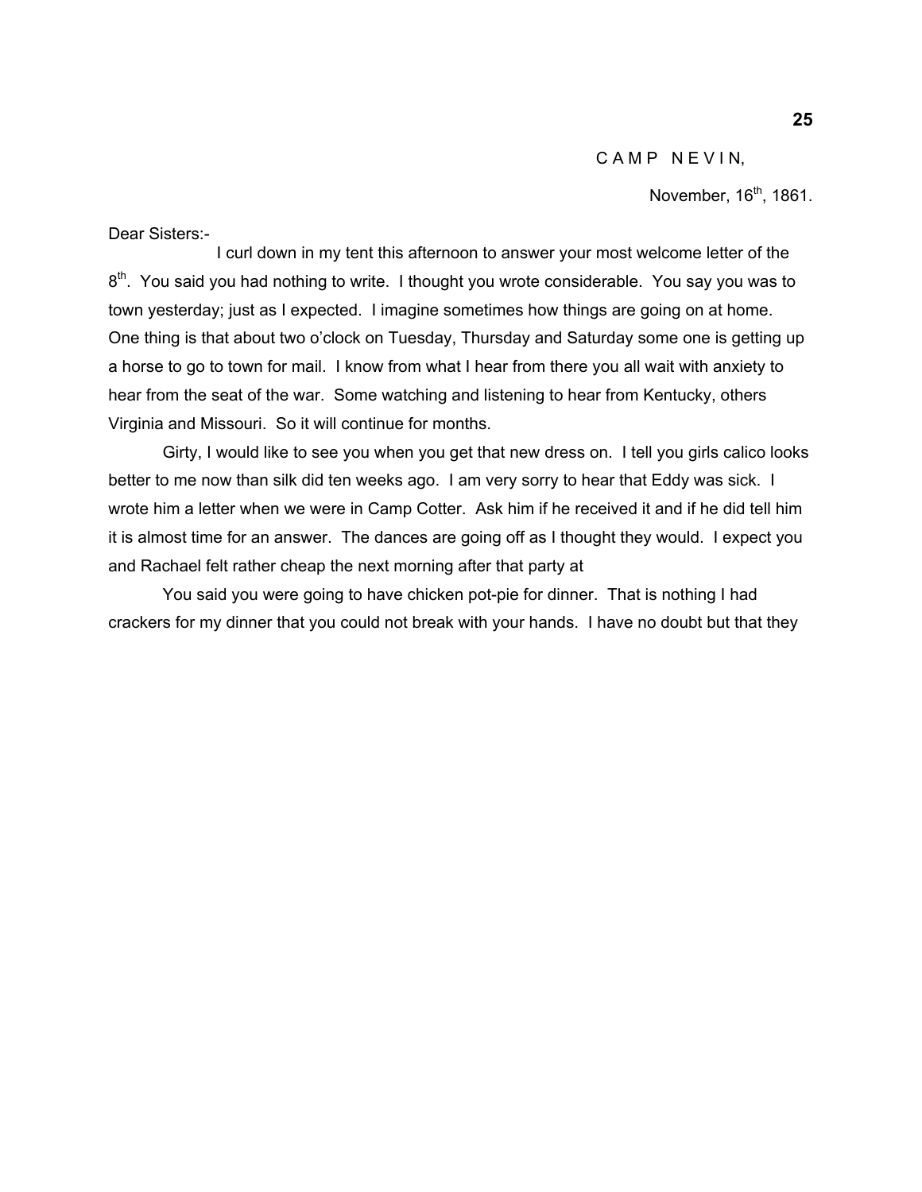C A M P N E V I N,

November, 16th, 1861.

Dear Sisters:-

I curl down in my tent this afternoon to answer your most welcome letter of the 8th. You said you had nothing to write. I thought you wrote considerable. You say you was to town yesterday; just as I expected. I imagine sometimes how things are going on at home. One thing is that about two o'clock on Tuesday, Thursday and Saturday some one is getting up a horse to go to town for mail. I know from what I hear from there you all wait with anxiety to hear from the seat of the war. Some watching and listening to hear from Kentucky, others Virginia and Missouri. So it will continue for months.

Girty, I would like to see you when you get that new dress on. I tell you girls calico looks better to me now than silk did ten weeks ago. I am very sorry to hear that Eddy was sick. I wrote him a letter when we were in Camp Cotter. Ask him if he received it and if he did tell him it is almost time for an answer. The dances are going off as I thought they would. I expect you and Rachael felt rather cheap the next morning after that party at

You said you were going to have chicken pot-pie for dinner. That is nothing I had crackers for my dinner that you could not break with your hands. I have no doubt but that they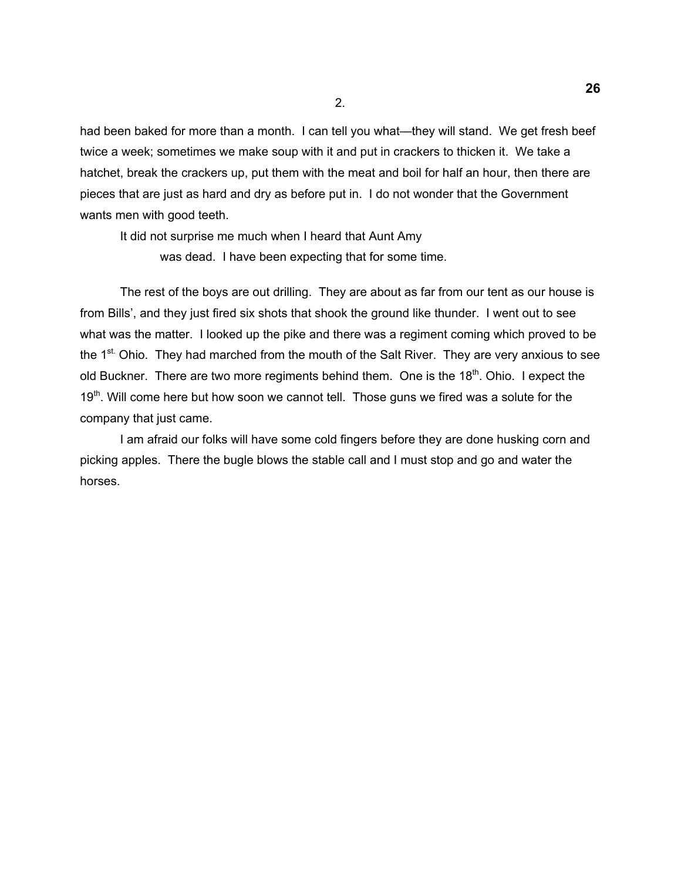2.

had been baked for more than a month. I can tell you what—they will stand. We get fresh beef twice a week; sometimes we make soup with it and put in crackers to thicken it. We take a hatchet, break the crackers up, put them with the meat and boil for half an hour, then there are pieces that are just as hard and dry as before put in. I do not wonder that the Government wants men with good teeth.

It did not surprise me much when I heard that Aunt Amy was dead. I have been expecting that for some time.

The rest of the boys are out drilling. They are about as far from our tent as our house is from Bills', and they just fired six shots that shook the ground like thunder. I went out to see what was the matter. I looked up the pike and there was a regiment coming which proved to be the 1st. Ohio. They had marched from the mouth of the Salt River. They are very anxious to see old Buckner. There are two more regiments behind them. One is the 18th. Ohio. I expect the 19th. Will come here but how soon we cannot tell. Those guns we fired was a solute for the company that just came.

I am afraid our folks will have some cold fingers before they are done husking corn and picking apples. There the bugle blows the stable call and I must stop and go and water the horses.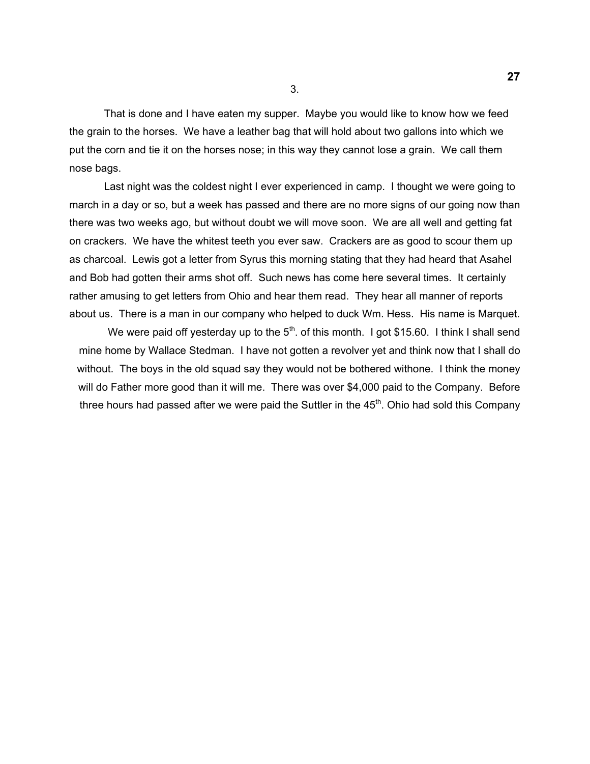3.

That is done and I have eaten my supper. Maybe you would like to know how we feed the grain to the horses. We have a leather bag that will hold about two gallons into which we put the corn and tie it on the horses nose; in this way they cannot lose a grain. We call them nose bags.

Last night was the coldest night I ever experienced in camp. I thought we were going to march in a day or so, but a week has passed and there are no more signs of our going now than there was two weeks ago, but without doubt we will move soon. We are all well and getting fat on crackers. We have the whitest teeth you ever saw. Crackers are as good to scour them up as charcoal. Lewis got a letter from Syrus this morning stating that they had heard that Asahel and Bob had gotten their arms shot off. Such news has come here several times. It certainly rather amusing to get letters from Ohio and hear them read. They hear all manner of reports about us. There is a man in our company who helped to duck Wm. Hess. His name is Marquet.

We were paid off yesterday up to the 5th. of this month. I got $15.60. I think I shall send mine home by Wallace Stedman. I have not gotten a revolver yet and think now that I shall do without. The boys in the old squad say they would not be bothered withone. I think the money will do Father more good than it will me. There was over $4,000 paid to the Company. Before three hours had passed after we were paid the Suttler in the 45th. Ohio had sold this Company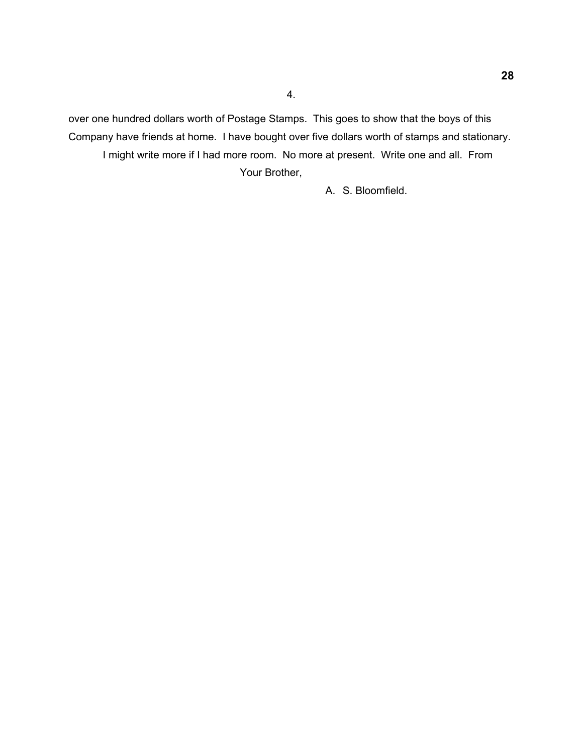4.

over one hundred dollars worth of Postage Stamps. This goes to show that the boys of this Company have friends at home. I have bought over five dollars worth of stamps and stationary.

I might write more if I had more room. No more at present. Write one and all. From

Your Brother,

A. S. Bloomfield.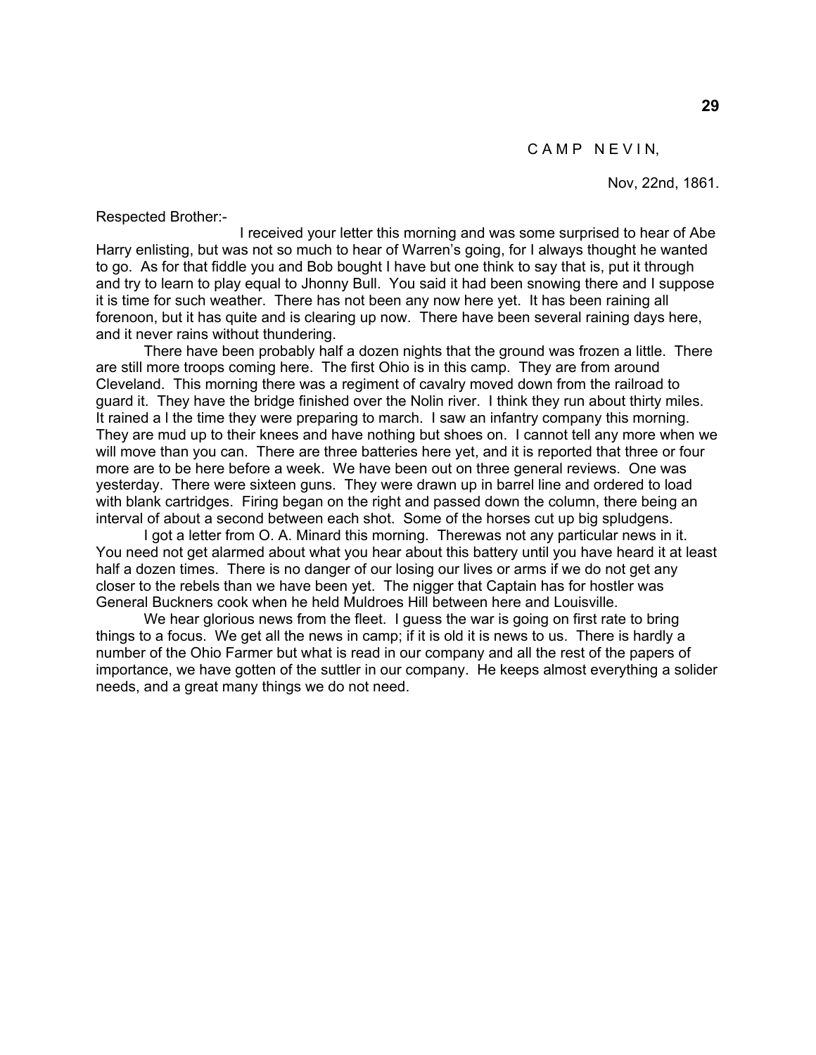CAMP NEVIN,

Nov, 22nd, 1861.

Respected Brother:-

I received your letter this morning and was some surprised to hear of Abe Harry enlisting, but was not so much to hear of Warren's going, for I always thought he wanted to go. As for that fiddle you and Bob bought I have but one think to say that is, put it through and try to learn to play equal to Jhonny Bull. You said it had been snowing there and I suppose it is time for such weather. There has not been any now here yet. It has been raining all forenoon, but it has quite and is clearing up now. There have been several raining days here, and it never rains without thundering.

There have been probably half a dozen nights that the ground was frozen a little. There are still more troops coming here. The first Ohio is in this camp. They are from around Cleveland. This morning there was a regiment of cavalry moved down from the railroad to guard it. They have the bridge finished over the Nolin river. I think they run about thirty miles. It rained a l the time they were preparing to march. I saw an infantry company this morning. They are mud up to their knees and have nothing but shoes on. I cannot tell any more when we will move than you can. There are three batteries here yet, and it is reported that three or four more are to be here before a week. We have been out on three general reviews. One was yesterday. There were sixteen guns. They were drawn up in barrel line and ordered to load with blank cartridges. Firing began on the right and passed down the column, there being an interval of about a second between each shot. Some of the horses cut up big spludgens.

I got a letter from O. A. Minard this morning. Therewas not any particular news in it. You need not get alarmed about what you hear about this battery until you have heard it at least half a dozen times. There is no danger of our losing our lives or arms if we do not get any closer to the rebels than we have been yet. The nigger that Captain has for hostler was General Buckners cook when he held Muldroes Hill between here and Louisville.

We hear glorious news from the fleet. I guess the war is going on first rate to bring things to a focus. We get all the news in camp; if it is old it is news to us. There is hardly a number of the Ohio Farmer but what is read in our company and all the rest of the papers of importance, we have gotten of the suttler in our company. He keeps almost everything a solider needs, and a great many things we do not need.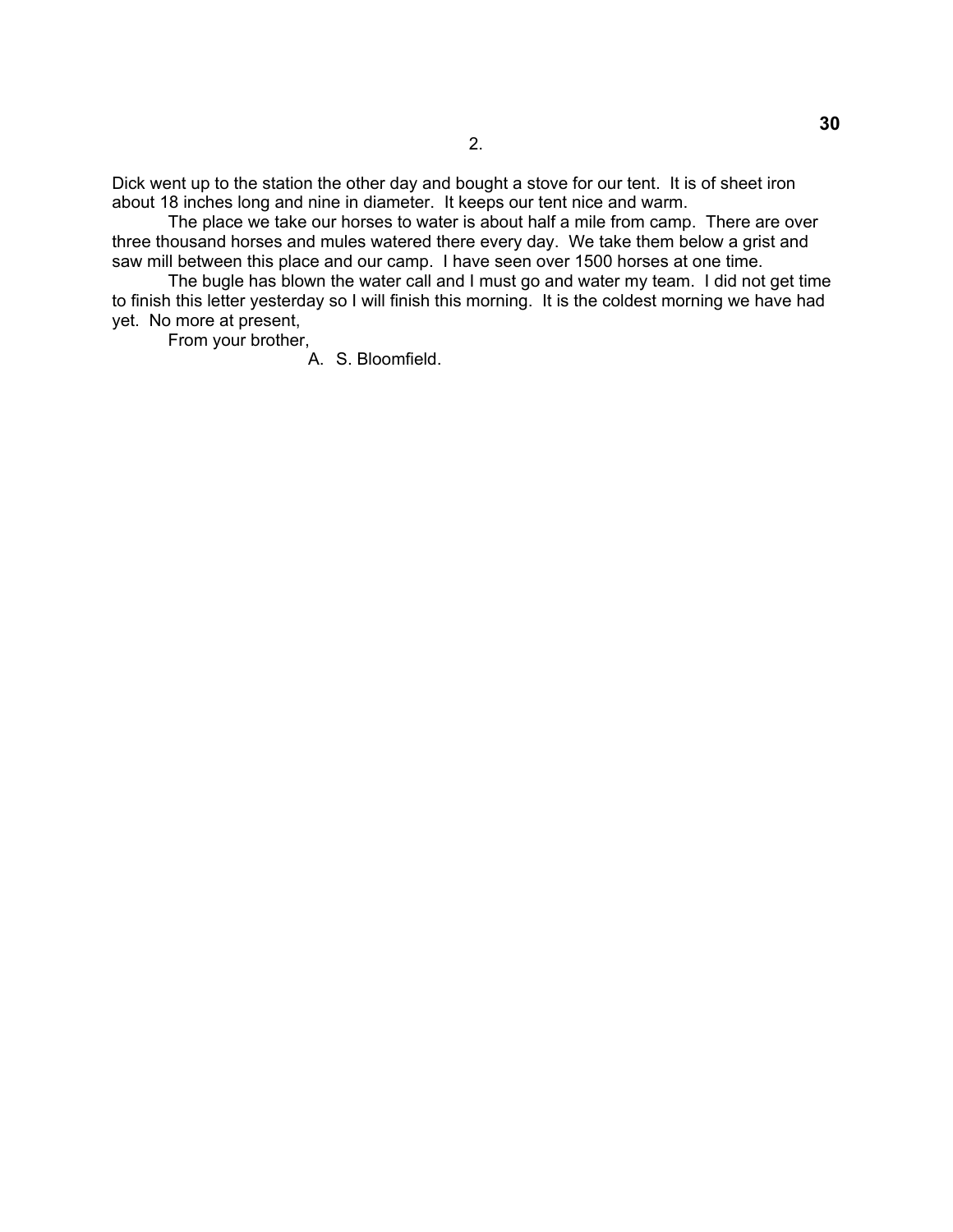Dick went up to the station the other day and bought a stove for our tent. It is of sheet iron about 18 inches long and nine in diameter. It keeps our tent nice and warm.

The place we take our horses to water is about half a mile from camp. There are over three thousand horses and mules watered there every day. We take them below a grist and saw mill between this place and our camp. I have seen over 1500 horses at one time.

The bugle has blown the water call and I must go and water my team. I did not get time to finish this letter yesterday so I will finish this morning. It is the coldest morning we have had yet. No more at present,

From your brother,

A. S. Bloomfield.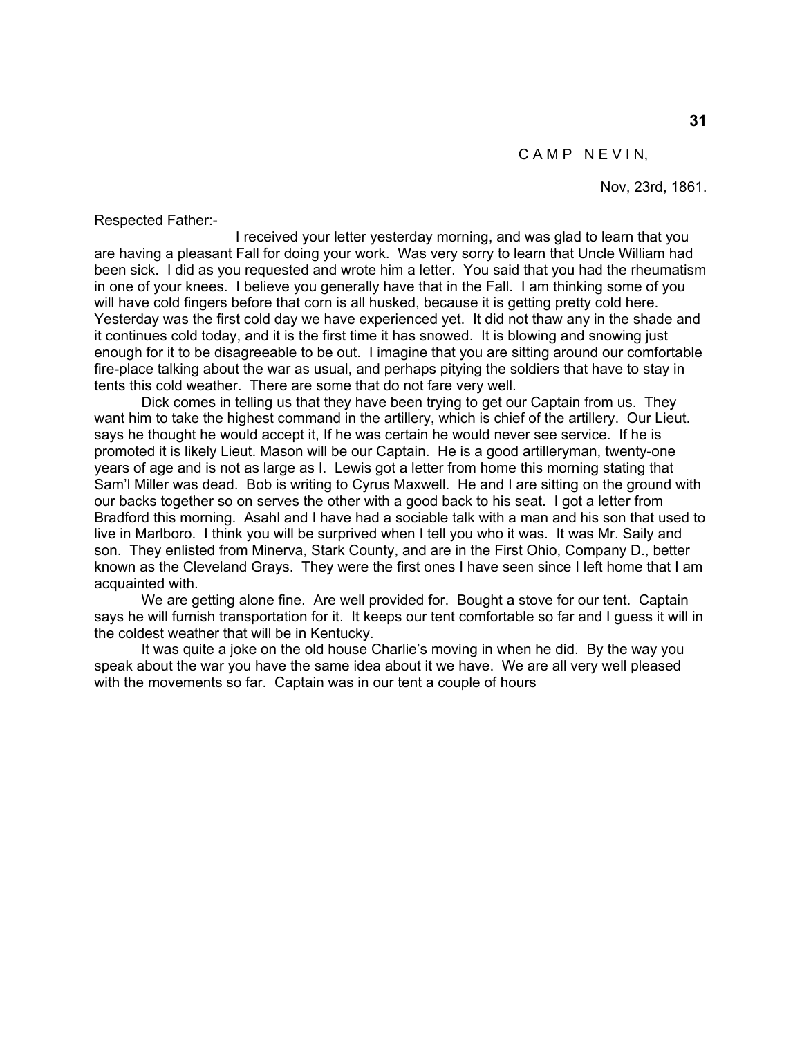CAMP NEVIN,

Nov, 23rd, 1861.

Respected Father:-

I received your letter yesterday morning, and was glad to learn that you are having a pleasant Fall for doing your work. Was very sorry to learn that Uncle William had been sick. I did as you requested and wrote him a letter. You said that you had the rheumatism in one of your knees. I believe you generally have that in the Fall. I am thinking some of you will have cold fingers before that corn is all husked, because it is getting pretty cold here. Yesterday was the first cold day we have experienced yet. It did not thaw any in the shade and it continues cold today, and it is the first time it has snowed. It is blowing and snowing just enough for it to be disagreeable to be out. I imagine that you are sitting around our comfortable fire-place talking about the war as usual, and perhaps pitying the soldiers that have to stay in tents this cold weather. There are some that do not fare very well.

Dick comes in telling us that they have been trying to get our Captain from us. They want him to take the highest command in the artillery, which is chief of the artillery. Our Lieut. says he thought he would accept it, If he was certain he would never see service. If he is promoted it is likely Lieut. Mason will be our Captain. He is a good artilleryman, twenty-one years of age and is not as large as I. Lewis got a letter from home this morning stating that Sam'l Miller was dead. Bob is writing to Cyrus Maxwell. He and I are sitting on the ground with our backs together so on serves the other with a good back to his seat. I got a letter from Bradford this morning. Asahl and I have had a sociable talk with a man and his son that used to live in Marlboro. I think you will be surprived when I tell you who it was. It was Mr. Saily and son. They enlisted from Minerva, Stark County, and are in the First Ohio, Company D., better known as the Cleveland Grays. They were the first ones I have seen since I left home that I am acquainted with.

We are getting alone fine. Are well provided for. Bought a stove for our tent. Captain says he will furnish transportation for it. It keeps our tent comfortable so far and I guess it will in the coldest weather that will be in Kentucky.

It was quite a joke on the old house Charlie's moving in when he did. By the way you speak about the war you have the same idea about it we have. We are all very well pleased with the movements so far. Captain was in our tent a couple of hours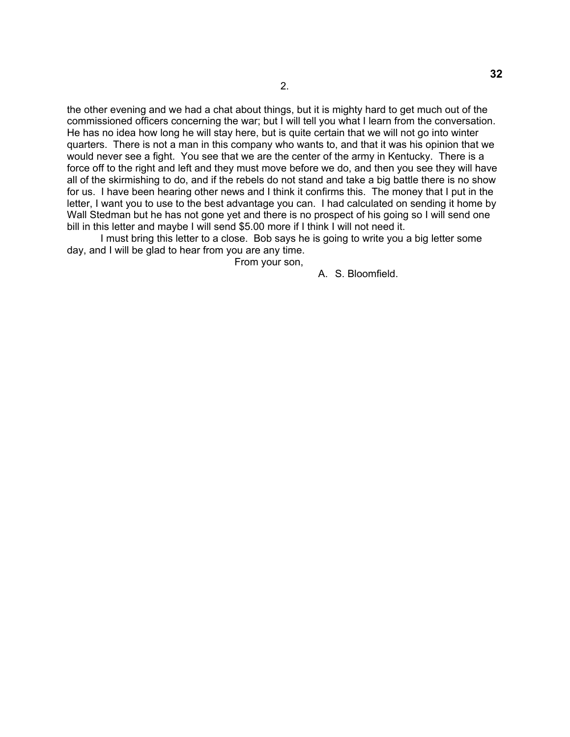the other evening and we had a chat about things, but it is mighty hard to get much out of the commissioned officers concerning the war; but I will tell you what I learn from the conversation. He has no idea how long he will stay here, but is quite certain that we will not go into winter quarters. There is not a man in this company who wants to, and that it was his opinion that we would never see a fight. You see that we are the center of the army in Kentucky. There is a force off to the right and left and they must move before we do, and then you see they will have all of the skirmishing to do, and if the rebels do not stand and take a big battle there is no show for us. I have been hearing other news and I think it confirms this. The money that I put in the letter, I want you to use to the best advantage you can. I had calculated on sending it home by Wall Stedman but he has not gone yet and there is no prospect of his going so I will send one bill in this letter and maybe I will send $5.00 more if I think I will not need it.

I must bring this letter to a close. Bob says he is going to write you a big letter some day, and I will be glad to hear from you are any time.

From your son,

A. S. Bloomfield.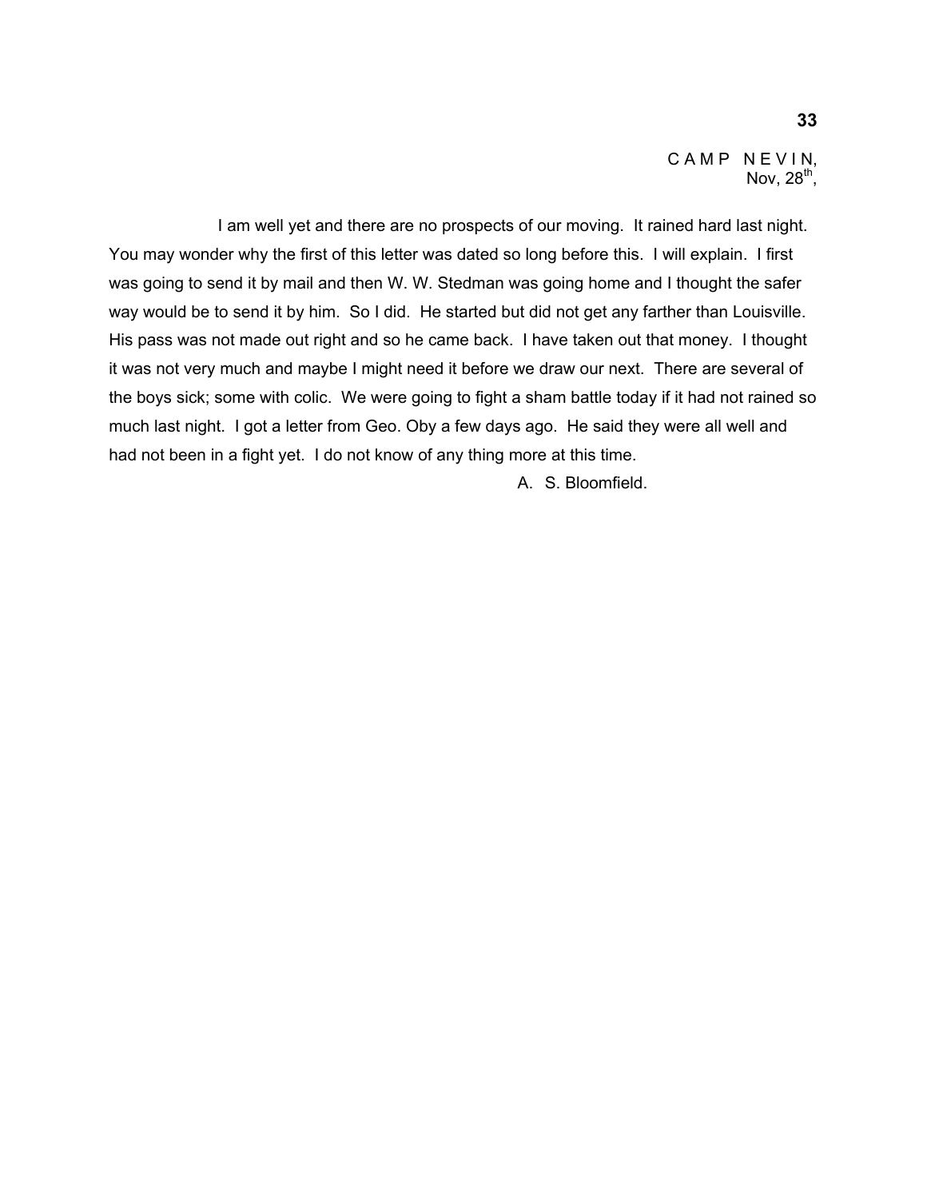CAMP NEVIN,
Nov, 28th,

I am well yet and there are no prospects of our moving. It rained hard last night. You may wonder why the first of this letter was dated so long before this. I will explain. I first was going to send it by mail and then W. W. Stedman was going home and I thought the safer way would be to send it by him. So I did. He started but did not get any farther than Louisville. His pass was not made out right and so he came back. I have taken out that money. I thought it was not very much and maybe I might need it before we draw our next. There are several of the boys sick; some with colic. We were going to fight a sham battle today if it had not rained so much last night. I got a letter from Geo. Oby a few days ago. He said they were all well and had not been in a fight yet. I do not know of any thing more at this time.

A. S. Bloomfield.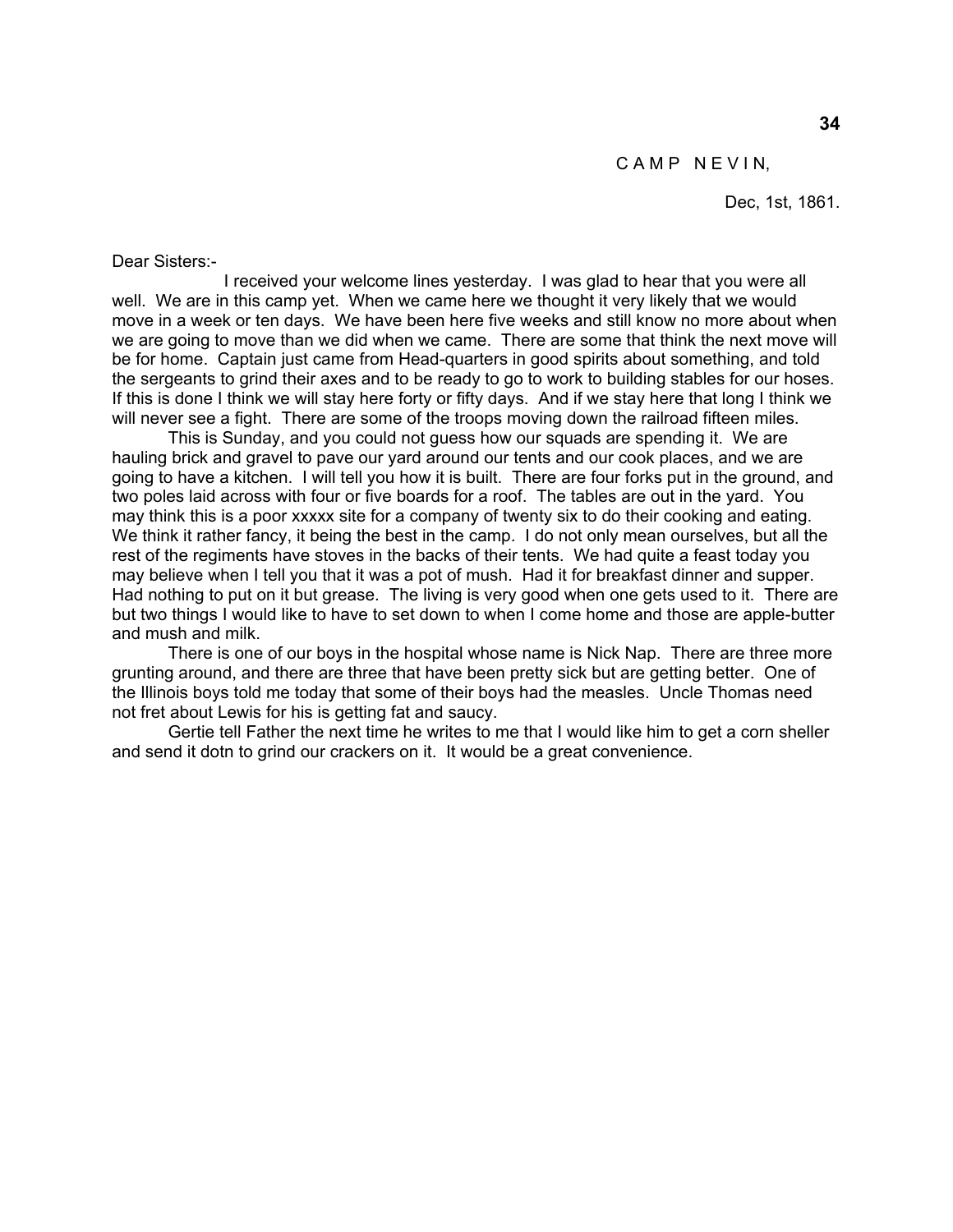C A M P N E V I N,

Dec, 1st, 1861.

Dear Sisters:-

I received your welcome lines yesterday. I was glad to hear that you were all well. We are in this camp yet. When we came here we thought it very likely that we would move in a week or ten days. We have been here five weeks and still know no more about when we are going to move than we did when we came. There are some that think the next move will be for home. Captain just came from Head-quarters in good spirits about something, and told the sergeants to grind their axes and to be ready to go to work to building stables for our hoses. If this is done I think we will stay here forty or fifty days. And if we stay here that long I think we will never see a fight. There are some of the troops moving down the railroad fifteen miles.

This is Sunday, and you could not guess how our squads are spending it. We are hauling brick and gravel to pave our yard around our tents and our cook places, and we are going to have a kitchen. I will tell you how it is built. There are four forks put in the ground, and two poles laid across with four or five boards for a roof. The tables are out in the yard. You may think this is a poor xxxxx site for a company of twenty six to do their cooking and eating. We think it rather fancy, it being the best in the camp. I do not only mean ourselves, but all the rest of the regiments have stoves in the backs of their tents. We had quite a feast today you may believe when I tell you that it was a pot of mush. Had it for breakfast dinner and supper. Had nothing to put on it but grease. The living is very good when one gets used to it. There are but two things I would like to have to set down to when I come home and those are apple-butter and mush and milk.

There is one of our boys in the hospital whose name is Nick Nap. There are three more grunting around, and there are three that have been pretty sick but are getting better. One of the Illinois boys told me today that some of their boys had the measles. Uncle Thomas need not fret about Lewis for his is getting fat and saucy.

Gertie tell Father the next time he writes to me that I would like him to get a corn sheller and send it dotn to grind our crackers on it. It would be a great convenience.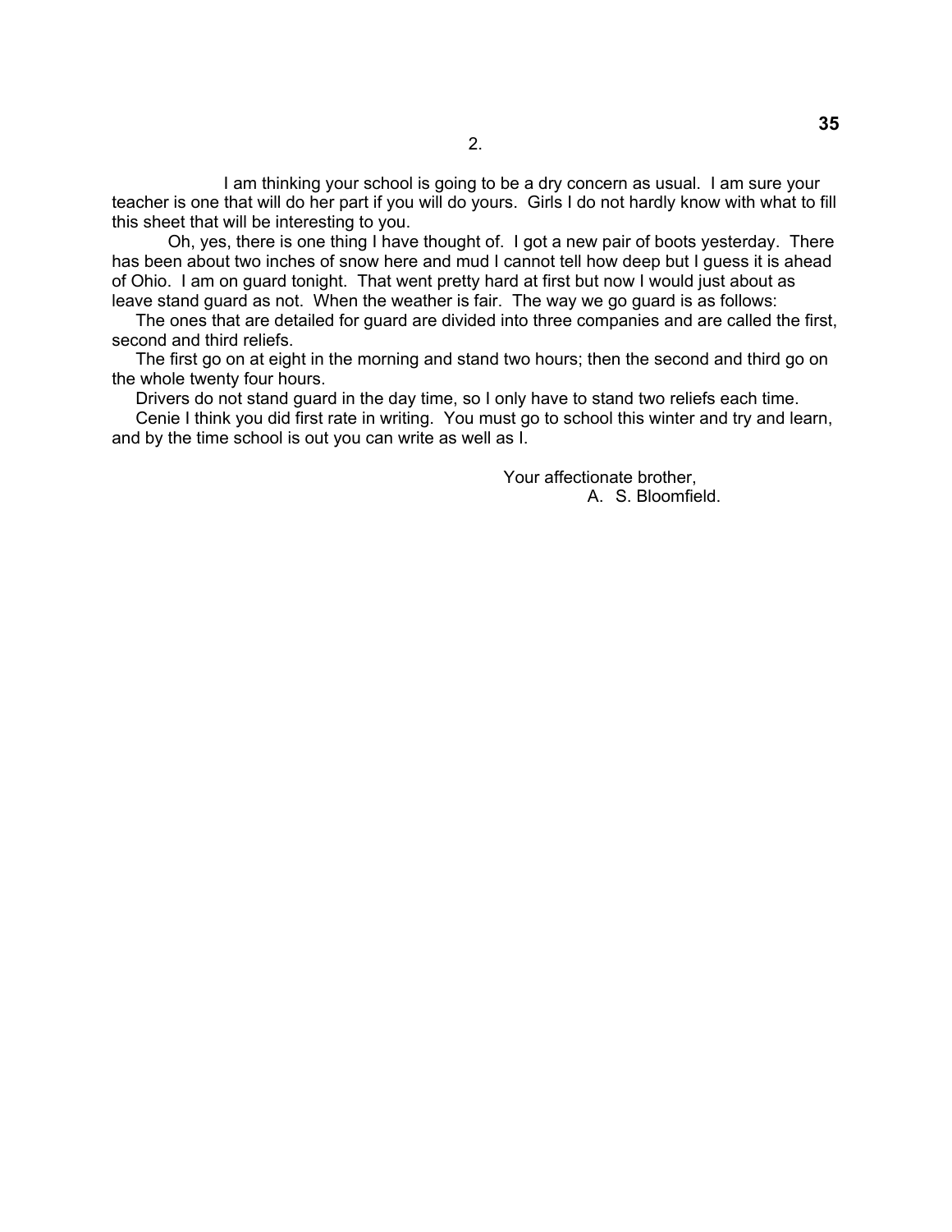2.

I am thinking your school is going to be a dry concern as usual. I am sure your teacher is one that will do her part if you will do yours. Girls I do not hardly know with what to fill this sheet that will be interesting to you.

Oh, yes, there is one thing I have thought of. I got a new pair of boots yesterday. There has been about two inches of snow here and mud I cannot tell how deep but I guess it is ahead of Ohio. I am on guard tonight. That went pretty hard at first but now I would just about as leave stand guard as not. When the weather is fair. The way we go guard is as follows:

The ones that are detailed for guard are divided into three companies and are called the first, second and third reliefs.

The first go on at eight in the morning and stand two hours; then the second and third go on the whole twenty four hours.

Drivers do not stand guard in the day time, so I only have to stand two reliefs each time.

Cenie I think you did first rate in writing. You must go to school this winter and try and learn, and by the time school is out you can write as well as I.

Your affectionate brother,
A. S. Bloomfield.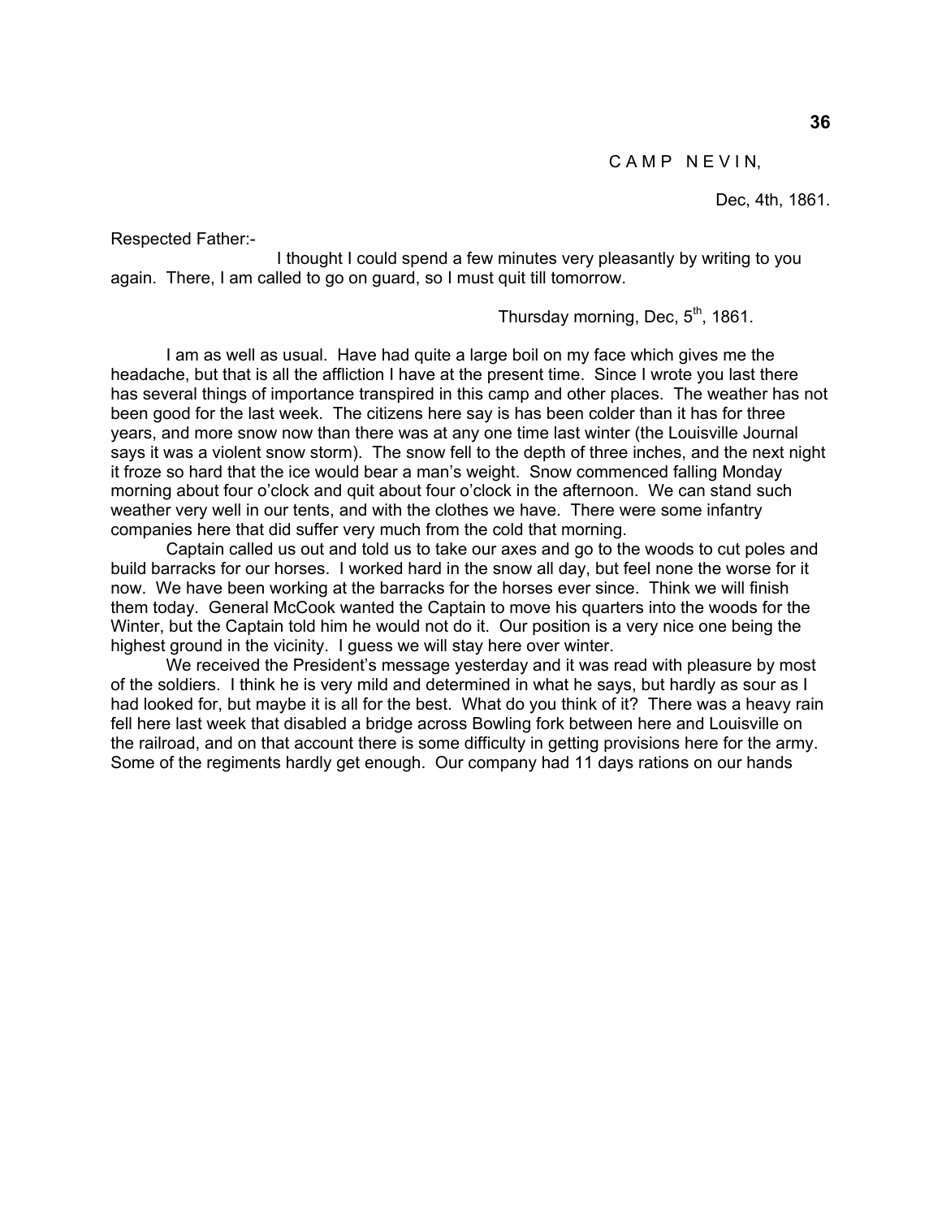CAMP NEVIN,

Dec, 4th, 1861.

Respected Father:-

I thought I could spend a few minutes very pleasantly by writing to you again. There, I am called to go on guard, so I must quit till tomorrow.

Thursday morning, Dec, 5th, 1861.

I am as well as usual. Have had quite a large boil on my face which gives me the headache, but that is all the affliction I have at the present time. Since I wrote you last there has several things of importance transpired in this camp and other places. The weather has not been good for the last week. The citizens here say is has been colder than it has for three years, and more snow now than there was at any one time last winter (the Louisville Journal says it was a violent snow storm). The snow fell to the depth of three inches, and the next night it froze so hard that the ice would bear a man's weight. Snow commenced falling Monday morning about four o'clock and quit about four o'clock in the afternoon. We can stand such weather very well in our tents, and with the clothes we have. There were some infantry companies here that did suffer very much from the cold that morning.

Captain called us out and told us to take our axes and go to the woods to cut poles and build barracks for our horses. I worked hard in the snow all day, but feel none the worse for it now. We have been working at the barracks for the horses ever since. Think we will finish them today. General McCook wanted the Captain to move his quarters into the woods for the Winter, but the Captain told him he would not do it. Our position is a very nice one being the highest ground in the vicinity. I guess we will stay here over winter.

We received the President's message yesterday and it was read with pleasure by most of the soldiers. I think he is very mild and determined in what he says, but hardly as sour as I had looked for, but maybe it is all for the best. What do you think of it? There was a heavy rain fell here last week that disabled a bridge across Bowling fork between here and Louisville on the railroad, and on that account there is some difficulty in getting provisions here for the army. Some of the regiments hardly get enough. Our company had 11 days rations on our hands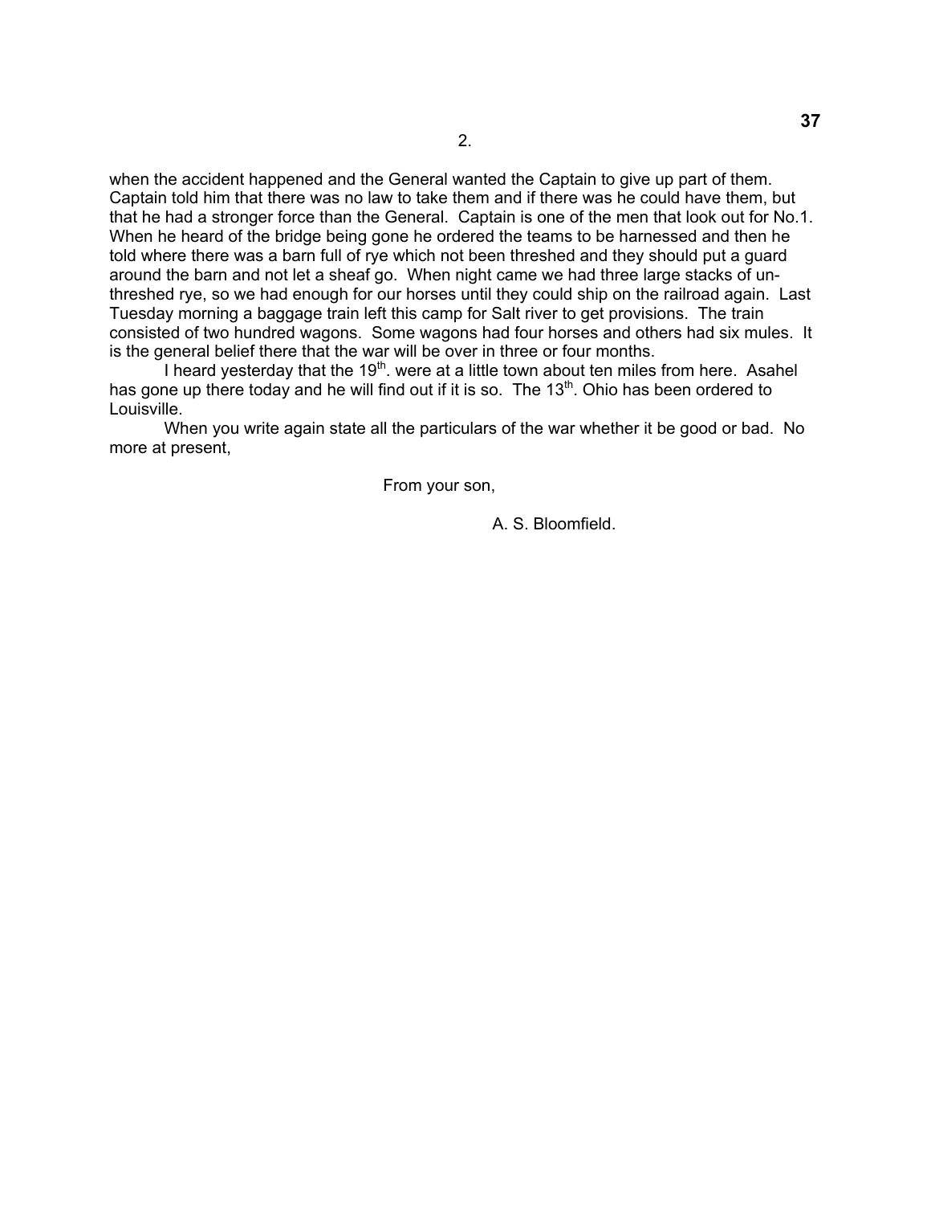2.

when the accident happened and the General wanted the Captain to give up part of them. Captain told him that there was no law to take them and if there was he could have them, but that he had a stronger force than the General. Captain is one of the men that look out for No.1. When he heard of the bridge being gone he ordered the teams to be harnessed and then he told where there was a barn full of rye which not been threshed and they should put a guard around the barn and not let a sheaf go. When night came we had three large stacks of un-threshed rye, so we had enough for our horses until they could ship on the railroad again. Last Tuesday morning a baggage train left this camp for Salt river to get provisions. The train consisted of two hundred wagons. Some wagons had four horses and others had six mules. It is the general belief there that the war will be over in three or four months.

I heard yesterday that the 19th. were at a little town about ten miles from here. Asahel has gone up there today and he will find out if it is so. The 13th. Ohio has been ordered to Louisville.

When you write again state all the particulars of the war whether it be good or bad. No more at present,

From your son,

A. S. Bloomfield.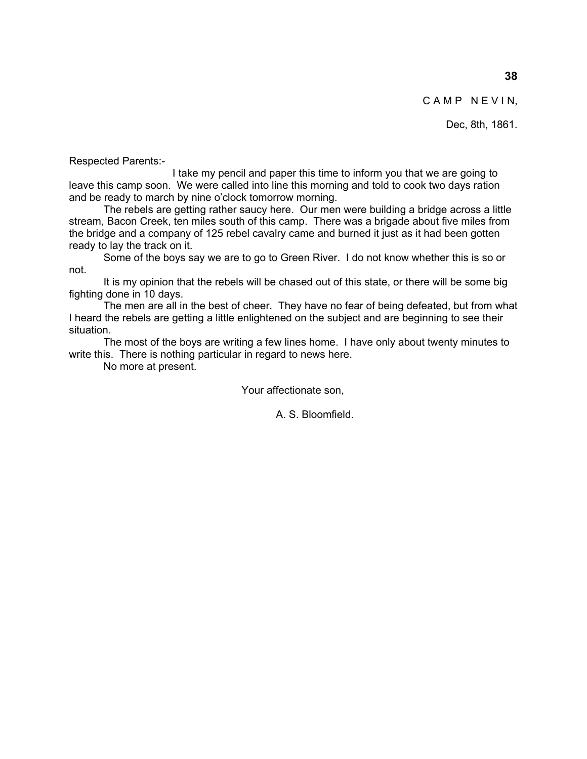CAMP NEVIN,

Dec, 8th, 1861.

Respected Parents:-

I take my pencil and paper this time to inform you that we are going to leave this camp soon. We were called into line this morning and told to cook two days ration and be ready to march by nine o'clock tomorrow morning.

The rebels are getting rather saucy here. Our men were building a bridge across a little stream, Bacon Creek, ten miles south of this camp. There was a brigade about five miles from the bridge and a company of 125 rebel cavalry came and burned it just as it had been gotten ready to lay the track on it.

Some of the boys say we are to go to Green River. I do not know whether this is so or not.

It is my opinion that the rebels will be chased out of this state, or there will be some big fighting done in 10 days.

The men are all in the best of cheer. They have no fear of being defeated, but from what I heard the rebels are getting a little enlightened on the subject and are beginning to see their situation.

The most of the boys are writing a few lines home. I have only about twenty minutes to write this. There is nothing particular in regard to news here.

No more at present.

Your affectionate son,

A. S. Bloomfield.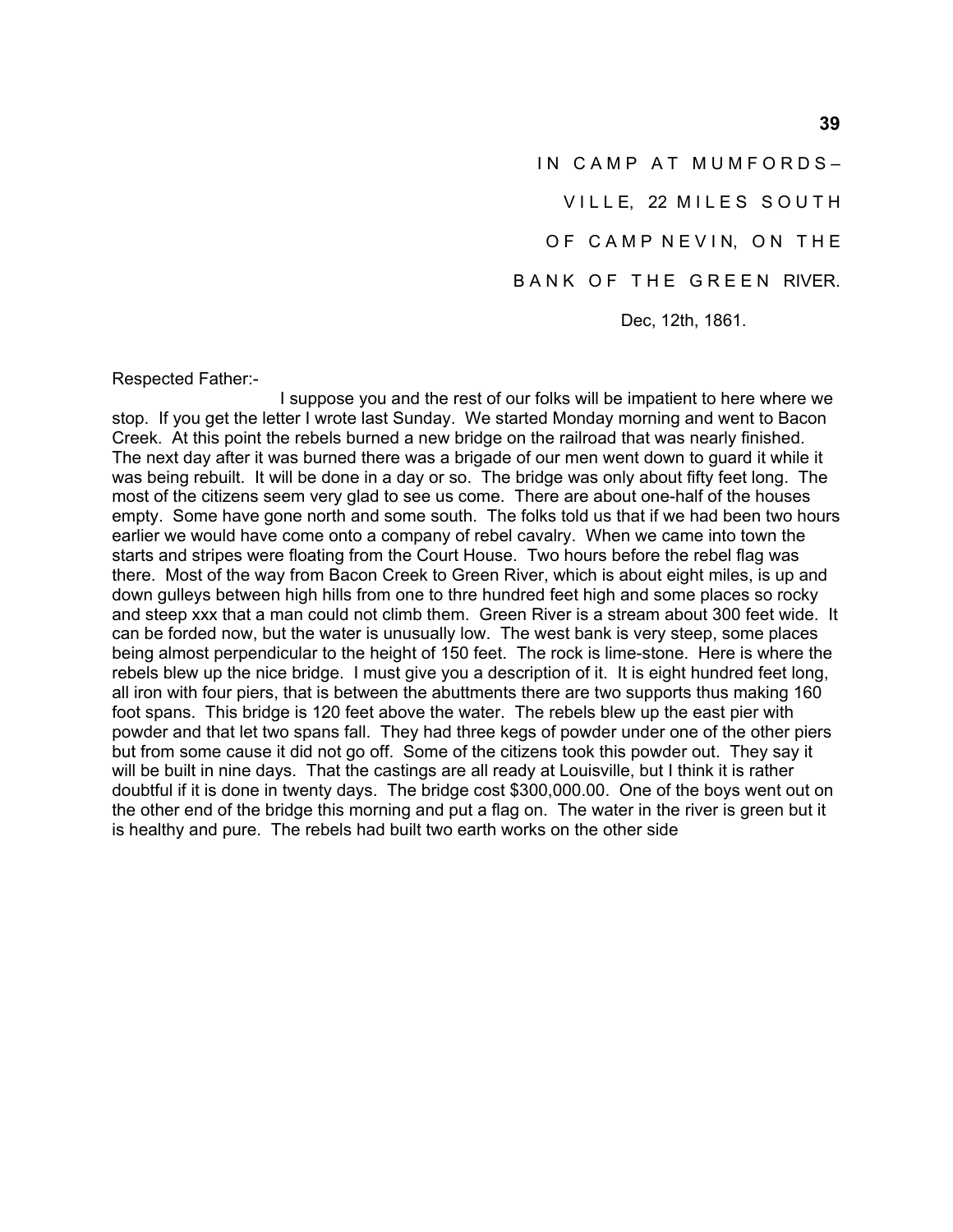IN CAMP AT MUMFORDS–

VILLE, 22 MILES SOUTH

OF CAMP NEVIN, ON THE

BANK OF THE GREEN RIVER.

Dec, 12th, 1861.

Respected Father:-

I suppose you and the rest of our folks will be impatient to here where we stop. If you get the letter I wrote last Sunday. We started Monday morning and went to Bacon Creek. At this point the rebels burned a new bridge on the railroad that was nearly finished. The next day after it was burned there was a brigade of our men went down to guard it while it was being rebuilt. It will be done in a day or so. The bridge was only about fifty feet long. The most of the citizens seem very glad to see us come. There are about one-half of the houses empty. Some have gone north and some south. The folks told us that if we had been two hours earlier we would have come onto a company of rebel cavalry. When we came into town the starts and stripes were floating from the Court House. Two hours before the rebel flag was there. Most of the way from Bacon Creek to Green River, which is about eight miles, is up and down gulleys between high hills from one to thre hundred feet high and some places so rocky and steep xxx that a man could not climb them. Green River is a stream about 300 feet wide. It can be forded now, but the water is unusually low. The west bank is very steep, some places being almost perpendicular to the height of 150 feet. The rock is lime-stone. Here is where the rebels blew up the nice bridge. I must give you a description of it. It is eight hundred feet long, all iron with four piers, that is between the abuttments there are two supports thus making 160 foot spans. This bridge is 120 feet above the water. The rebels blew up the east pier with powder and that let two spans fall. They had three kegs of powder under one of the other piers but from some cause it did not go off. Some of the citizens took this powder out. They say it will be built in nine days. That the castings are all ready at Louisville, but I think it is rather doubtful if it is done in twenty days. The bridge cost $300,000.00. One of the boys went out on the other end of the bridge this morning and put a flag on. The water in the river is green but it is healthy and pure. The rebels had built two earth works on the other side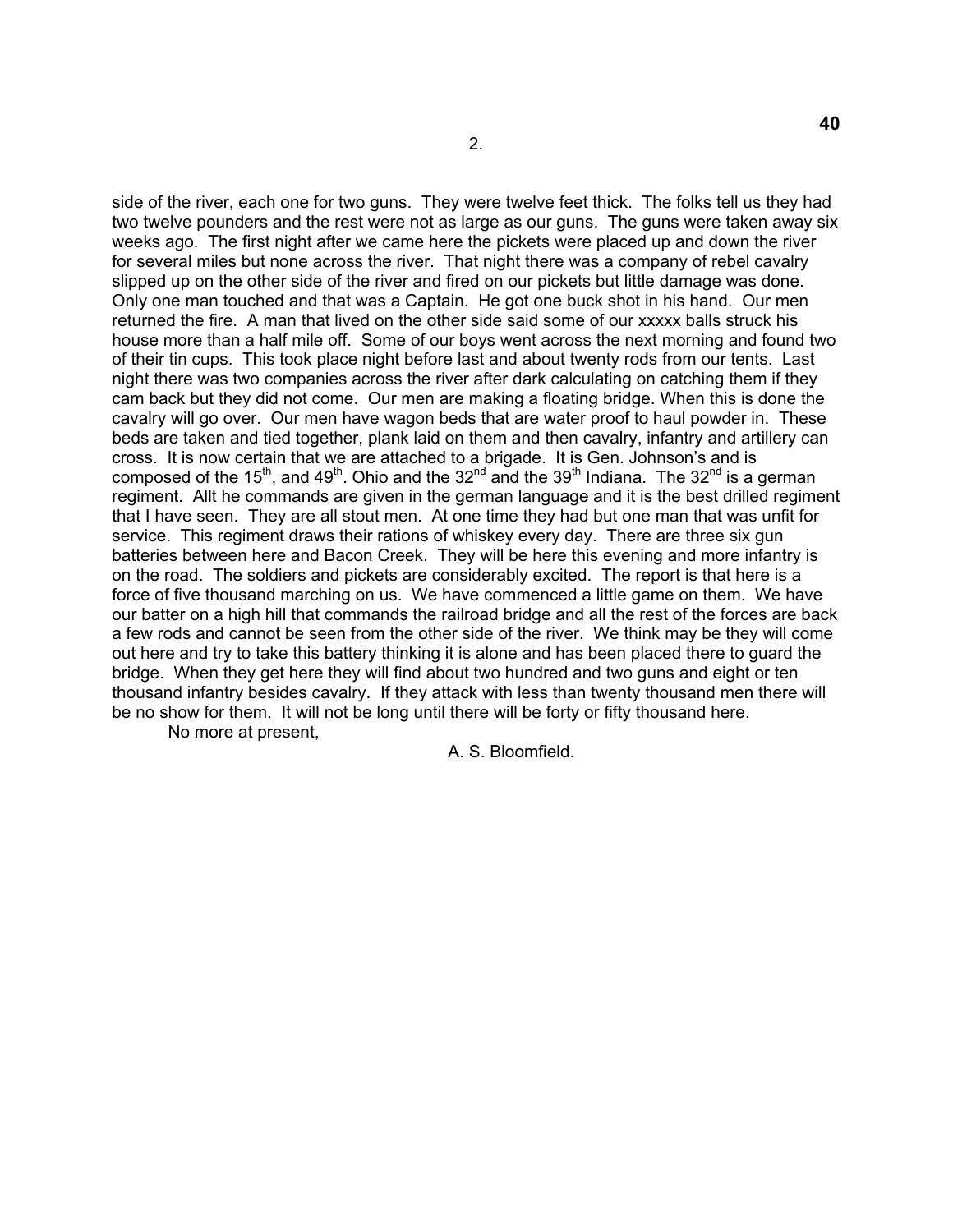2.

side of the river, each one for two guns. They were twelve feet thick. The folks tell us they had two twelve pounders and the rest were not as large as our guns. The guns were taken away six weeks ago. The first night after we came here the pickets were placed up and down the river for several miles but none across the river. That night there was a company of rebel cavalry slipped up on the other side of the river and fired on our pickets but little damage was done. Only one man touched and that was a Captain. He got one buck shot in his hand. Our men returned the fire. A man that lived on the other side said some of our xxxxx balls struck his house more than a half mile off. Some of our boys went across the next morning and found two of their tin cups. This took place night before last and about twenty rods from our tents. Last night there was two companies across the river after dark calculating on catching them if they cam back but they did not come. Our men are making a floating bridge. When this is done the cavalry will go over. Our men have wagon beds that are water proof to haul powder in. These beds are taken and tied together, plank laid on them and then cavalry, infantry and artillery can cross. It is now certain that we are attached to a brigade. It is Gen. Johnson's and is composed of the 15th, and 49th. Ohio and the 32nd and the 39th Indiana. The 32nd is a german regiment. Allt he commands are given in the german language and it is the best drilled regiment that I have seen. They are all stout men. At one time they had but one man that was unfit for service. This regiment draws their rations of whiskey every day. There are three six gun batteries between here and Bacon Creek. They will be here this evening and more infantry is on the road. The soldiers and pickets are considerably excited. The report is that here is a force of five thousand marching on us. We have commenced a little game on them. We have our batter on a high hill that commands the railroad bridge and all the rest of the forces are back a few rods and cannot be seen from the other side of the river. We think may be they will come out here and try to take this battery thinking it is alone and has been placed there to guard the bridge. When they get here they will find about two hundred and two guns and eight or ten thousand infantry besides cavalry. If they attack with less than twenty thousand men there will be no show for them. It will not be long until there will be forty or fifty thousand here.

No more at present,

A. S. Bloomfield.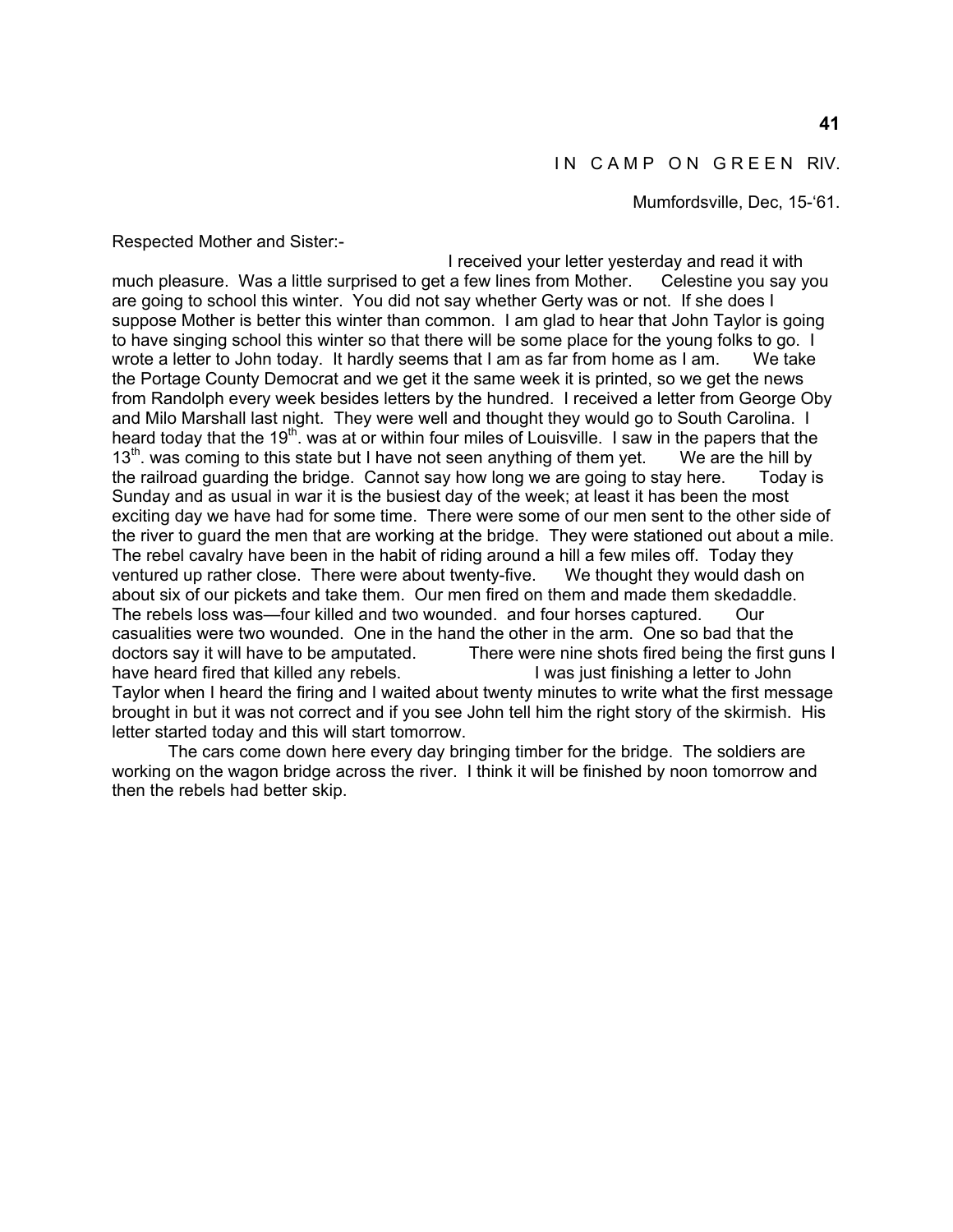IN CAMP ON GREEN RIV.

Mumfordsville, Dec, 15-'61.

Respected Mother and Sister:-

I received your letter yesterday and read it with much pleasure. Was a little surprised to get a few lines from Mother. Celestine you say you are going to school this winter. You did not say whether Gerty was or not. If she does I suppose Mother is better this winter than common. I am glad to hear that John Taylor is going to have singing school this winter so that there will be some place for the young folks to go. I wrote a letter to John today. It hardly seems that I am as far from home as I am. We take the Portage County Democrat and we get it the same week it is printed, so we get the news from Randolph every week besides letters by the hundred. I received a letter from George Oby and Milo Marshall last night. They were well and thought they would go to South Carolina. I heard today that the 19th. was at or within four miles of Louisville. I saw in the papers that the 13th. was coming to this state but I have not seen anything of them yet. We are the hill by the railroad guarding the bridge. Cannot say how long we are going to stay here. Today is Sunday and as usual in war it is the busiest day of the week; at least it has been the most exciting day we have had for some time. There were some of our men sent to the other side of the river to guard the men that are working at the bridge. They were stationed out about a mile. The rebel cavalry have been in the habit of riding around a hill a few miles off. Today they ventured up rather close. There were about twenty-five. We thought they would dash on about six of our pickets and take them. Our men fired on them and made them skedaddle. The rebels loss was—four killed and two wounded. and four horses captured. Our casualities were two wounded. One in the hand the other in the arm. One so bad that the doctors say it will have to be amputated. There were nine shots fired being the first guns I have heard fired that killed any rebels. I was just finishing a letter to John Taylor when I heard the firing and I waited about twenty minutes to write what the first message brought in but it was not correct and if you see John tell him the right story of the skirmish. His letter started today and this will start tomorrow.

The cars come down here every day bringing timber for the bridge. The soldiers are working on the wagon bridge across the river. I think it will be finished by noon tomorrow and then the rebels had better skip.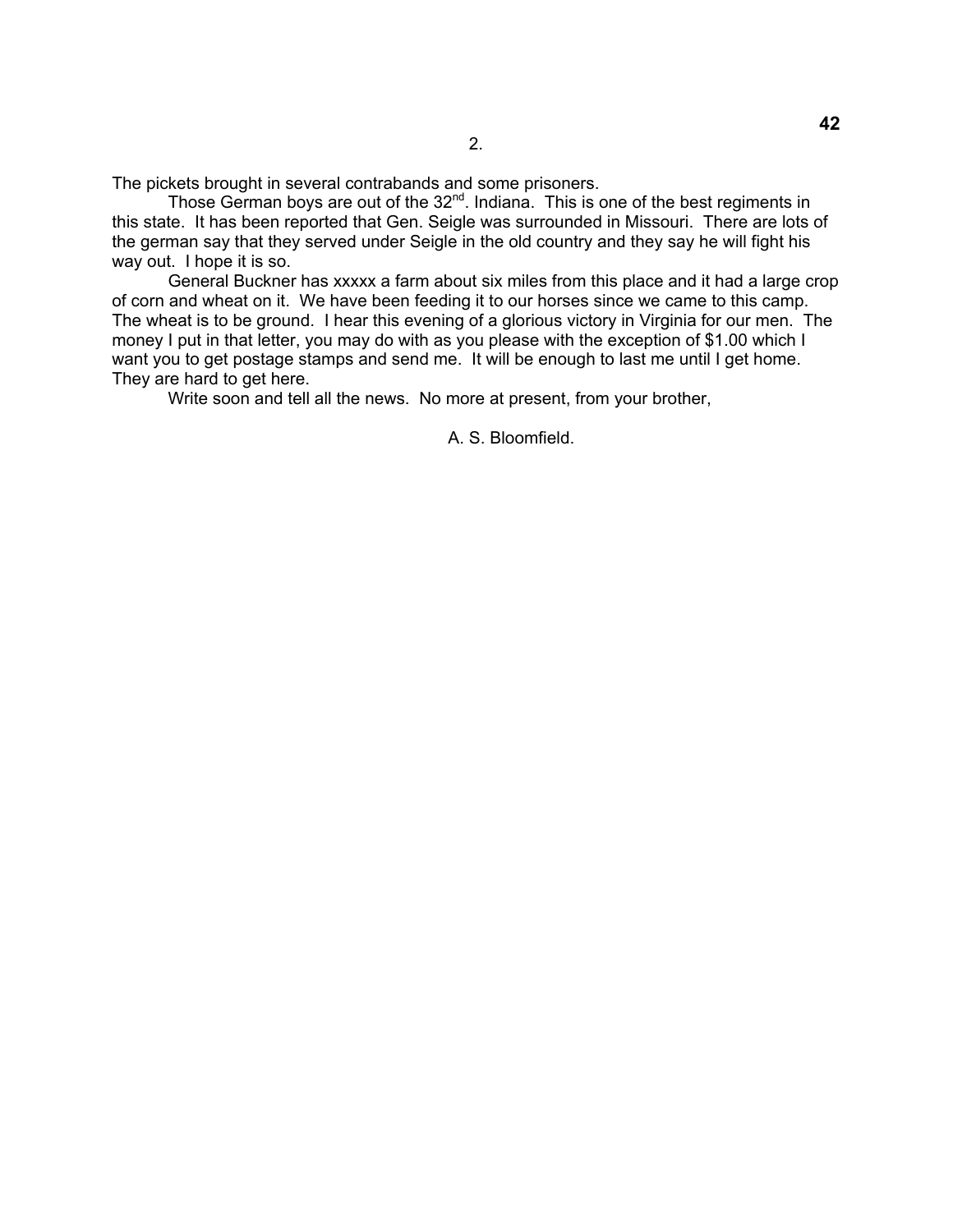2.

The pickets brought in several contrabands and some prisoners.

Those German boys are out of the 32nd. Indiana. This is one of the best regiments in this state. It has been reported that Gen. Seigle was surrounded in Missouri. There are lots of the german say that they served under Seigle in the old country and they say he will fight his way out. I hope it is so.

General Buckner has xxxxx a farm about six miles from this place and it had a large crop of corn and wheat on it. We have been feeding it to our horses since we came to this camp. The wheat is to be ground. I hear this evening of a glorious victory in Virginia for our men. The money I put in that letter, you may do with as you please with the exception of $1.00 which I want you to get postage stamps and send me. It will be enough to last me until I get home. They are hard to get here.

Write soon and tell all the news. No more at present, from your brother,

A. S. Bloomfield.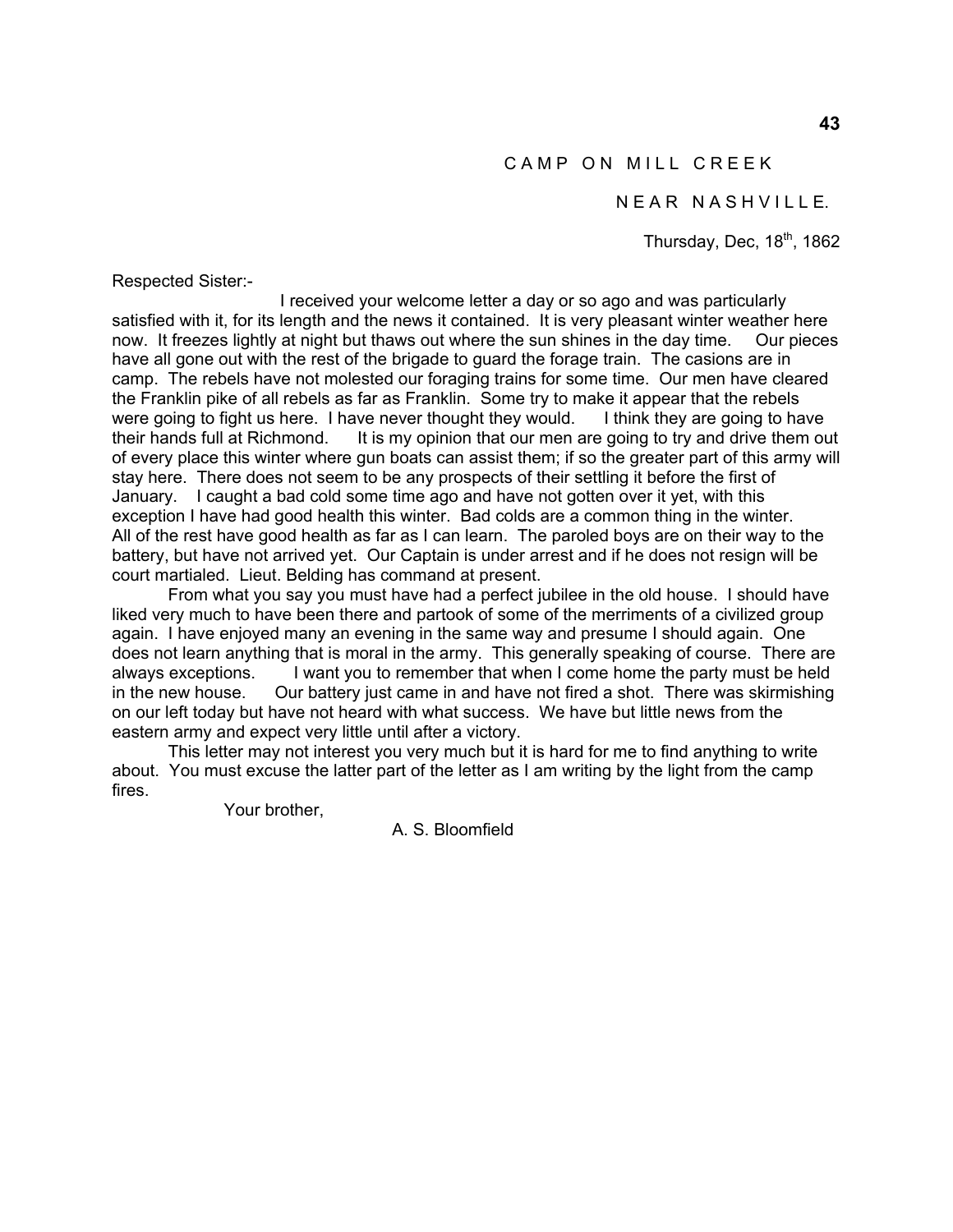CAMP ON MILL CREEK

NEAR NASHVILLE.

Thursday, Dec, 18th, 1862

Respected Sister:-

I received your welcome letter a day or so ago and was particularly satisfied with it, for its length and the news it contained. It is very pleasant winter weather here now. It freezes lightly at night but thaws out where the sun shines in the day time. Our pieces have all gone out with the rest of the brigade to guard the forage train. The casions are in camp. The rebels have not molested our foraging trains for some time. Our men have cleared the Franklin pike of all rebels as far as Franklin. Some try to make it appear that the rebels were going to fight us here. I have never thought they would. I think they are going to have their hands full at Richmond. It is my opinion that our men are going to try and drive them out of every place this winter where gun boats can assist them; if so the greater part of this army will stay here. There does not seem to be any prospects of their settling it before the first of January. I caught a bad cold some time ago and have not gotten over it yet, with this exception I have had good health this winter. Bad colds are a common thing in the winter. All of the rest have good health as far as I can learn. The paroled boys are on their way to the battery, but have not arrived yet. Our Captain is under arrest and if he does not resign will be court martialed. Lieut. Belding has command at present.

From what you say you must have had a perfect jubilee in the old house. I should have liked very much to have been there and partook of some of the merriments of a civilized group again. I have enjoyed many an evening in the same way and presume I should again. One does not learn anything that is moral in the army. This generally speaking of course. There are always exceptions. I want you to remember that when I come home the party must be held in the new house. Our battery just came in and have not fired a shot. There was skirmishing on our left today but have not heard with what success. We have but little news from the eastern army and expect very little until after a victory.

This letter may not interest you very much but it is hard for me to find anything to write about. You must excuse the latter part of the letter as I am writing by the light from the camp fires.

Your brother,

A. S. Bloomfield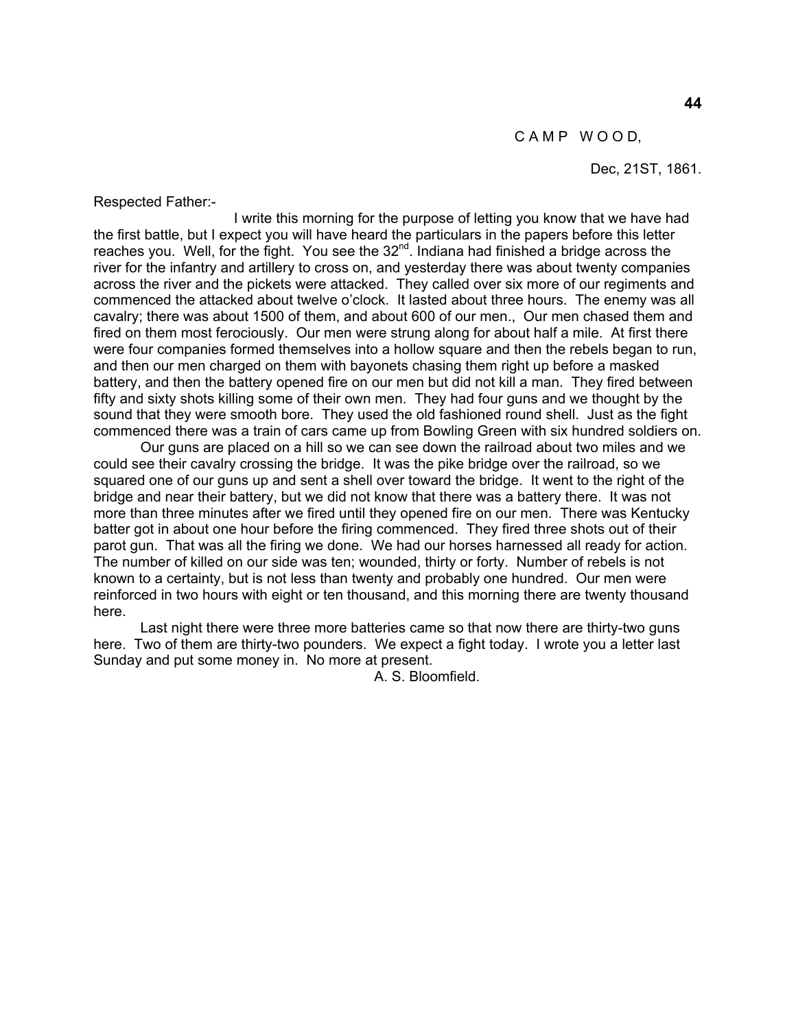CAMP WOOD,

Dec, 21ST, 1861.

Respected Father:-

I write this morning for the purpose of letting you know that we have had the first battle, but I expect you will have heard the particulars in the papers before this letter reaches you. Well, for the fight. You see the 32nd. Indiana had finished a bridge across the river for the infantry and artillery to cross on, and yesterday there was about twenty companies across the river and the pickets were attacked. They called over six more of our regiments and commenced the attacked about twelve o'clock. It lasted about three hours. The enemy was all cavalry; there was about 1500 of them, and about 600 of our men., Our men chased them and fired on them most ferociously. Our men were strung along for about half a mile. At first there were four companies formed themselves into a hollow square and then the rebels began to run, and then our men charged on them with bayonets chasing them right up before a masked battery, and then the battery opened fire on our men but did not kill a man. They fired between fifty and sixty shots killing some of their own men. They had four guns and we thought by the sound that they were smooth bore. They used the old fashioned round shell. Just as the fight commenced there was a train of cars came up from Bowling Green with six hundred soldiers on.

Our guns are placed on a hill so we can see down the railroad about two miles and we could see their cavalry crossing the bridge. It was the pike bridge over the railroad, so we squared one of our guns up and sent a shell over toward the bridge. It went to the right of the bridge and near their battery, but we did not know that there was a battery there. It was not more than three minutes after we fired until they opened fire on our men. There was Kentucky batter got in about one hour before the firing commenced. They fired three shots out of their parot gun. That was all the firing we done. We had our horses harnessed all ready for action. The number of killed on our side was ten; wounded, thirty or forty. Number of rebels is not known to a certainty, but is not less than twenty and probably one hundred. Our men were reinforced in two hours with eight or ten thousand, and this morning there are twenty thousand here.

Last night there were three more batteries came so that now there are thirty-two guns here. Two of them are thirty-two pounders. We expect a fight today. I wrote you a letter last Sunday and put some money in. No more at present.

A. S. Bloomfield.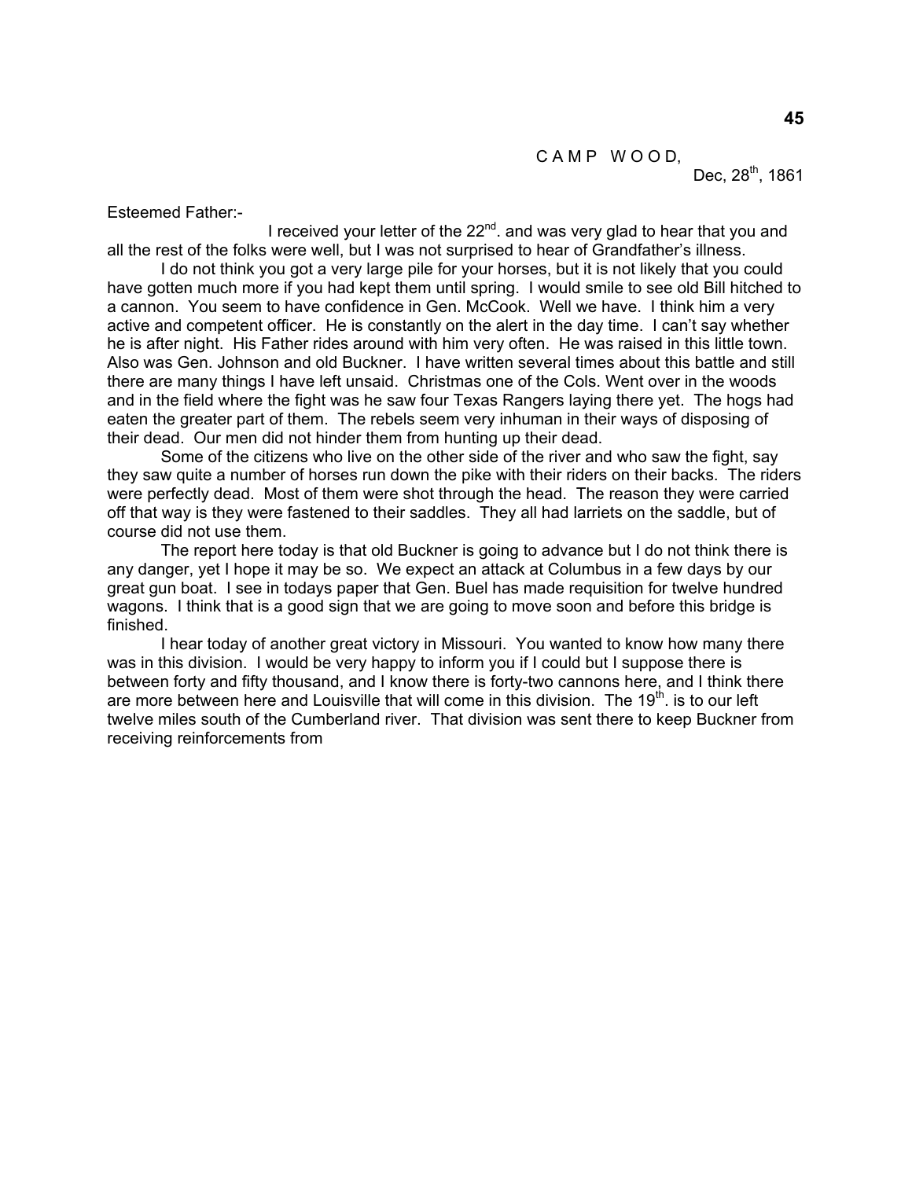CAMP WOOD,
Dec, 28th, 1861

Esteemed Father:-

I received your letter of the 22nd. and was very glad to hear that you and all the rest of the folks were well, but I was not surprised to hear of Grandfather's illness.

I do not think you got a very large pile for your horses, but it is not likely that you could have gotten much more if you had kept them until spring. I would smile to see old Bill hitched to a cannon. You seem to have confidence in Gen. McCook. Well we have. I think him a very active and competent officer. He is constantly on the alert in the day time. I can't say whether he is after night. His Father rides around with him very often. He was raised in this little town. Also was Gen. Johnson and old Buckner. I have written several times about this battle and still there are many things I have left unsaid. Christmas one of the Cols. Went over in the woods and in the field where the fight was he saw four Texas Rangers laying there yet. The hogs had eaten the greater part of them. The rebels seem very inhuman in their ways of disposing of their dead. Our men did not hinder them from hunting up their dead.

Some of the citizens who live on the other side of the river and who saw the fight, say they saw quite a number of horses run down the pike with their riders on their backs. The riders were perfectly dead. Most of them were shot through the head. The reason they were carried off that way is they were fastened to their saddles. They all had larriets on the saddle, but of course did not use them.

The report here today is that old Buckner is going to advance but I do not think there is any danger, yet I hope it may be so. We expect an attack at Columbus in a few days by our great gun boat. I see in todays paper that Gen. Buel has made requisition for twelve hundred wagons. I think that is a good sign that we are going to move soon and before this bridge is finished.

I hear today of another great victory in Missouri. You wanted to know how many there was in this division. I would be very happy to inform you if I could but I suppose there is between forty and fifty thousand, and I know there is forty-two cannons here, and I think there are more between here and Louisville that will come in this division. The 19th. is to our left twelve miles south of the Cumberland river. That division was sent there to keep Buckner from receiving reinforcements from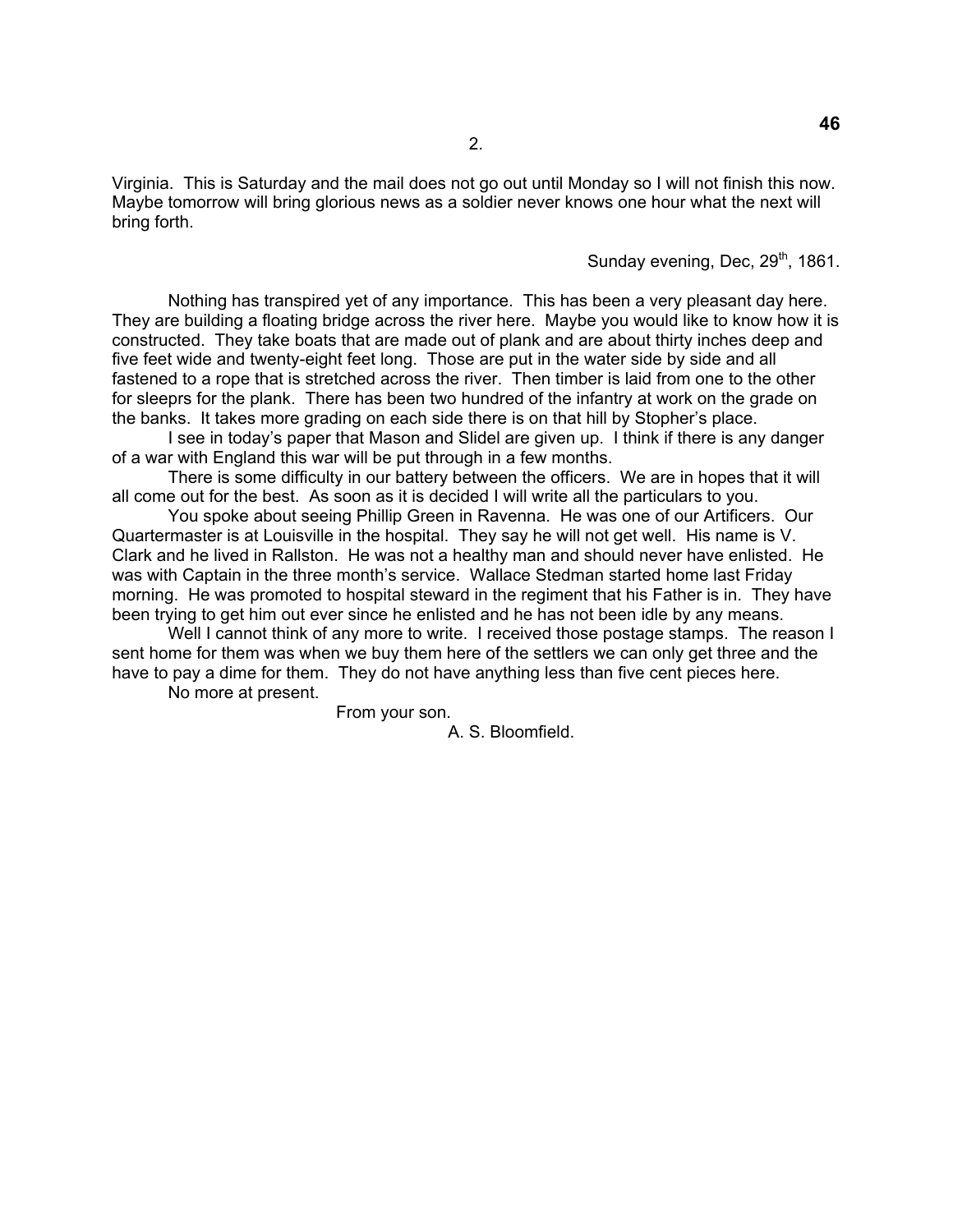Virginia. This is Saturday and the mail does not go out until Monday so I will not finish this now. Maybe tomorrow will bring glorious news as a soldier never knows one hour what the next will bring forth.

Sunday evening, Dec, 29th, 1861.

Nothing has transpired yet of any importance. This has been a very pleasant day here. They are building a floating bridge across the river here. Maybe you would like to know how it is constructed. They take boats that are made out of plank and are about thirty inches deep and five feet wide and twenty-eight feet long. Those are put in the water side by side and all fastened to a rope that is stretched across the river. Then timber is laid from one to the other for sleeprs for the plank. There has been two hundred of the infantry at work on the grade on the banks. It takes more grading on each side there is on that hill by Stopher's place.

I see in today's paper that Mason and Slidel are given up. I think if there is any danger of a war with England this war will be put through in a few months.

There is some difficulty in our battery between the officers. We are in hopes that it will all come out for the best. As soon as it is decided I will write all the particulars to you.

You spoke about seeing Phillip Green in Ravenna. He was one of our Artificers. Our Quartermaster is at Louisville in the hospital. They say he will not get well. His name is V. Clark and he lived in Rallston. He was not a healthy man and should never have enlisted. He was with Captain in the three month's service. Wallace Stedman started home last Friday morning. He was promoted to hospital steward in the regiment that his Father is in. They have been trying to get him out ever since he enlisted and he has not been idle by any means.

Well I cannot think of any more to write. I received those postage stamps. The reason I sent home for them was when we buy them here of the settlers we can only get three and the have to pay a dime for them. They do not have anything less than five cent pieces here.

No more at present.

From your son.

A. S. Bloomfield.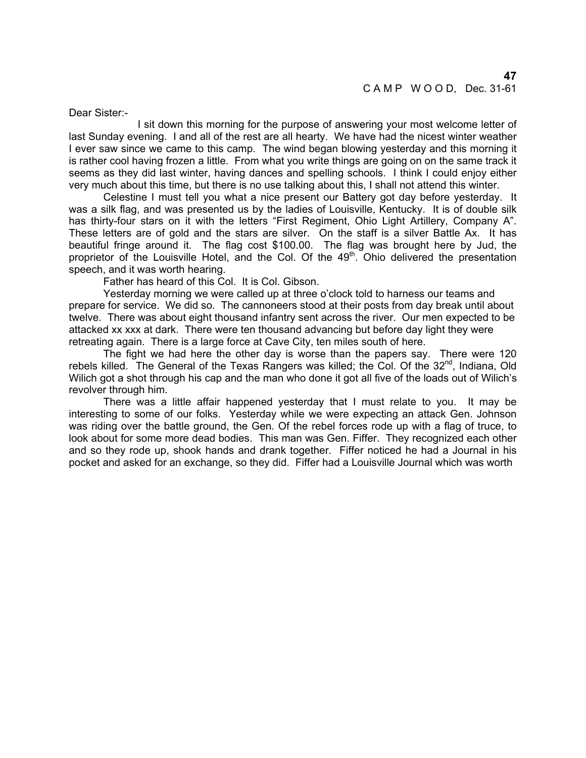CAMP WOOD, Dec. 31-61

Dear Sister:-

I sit down this morning for the purpose of answering your most welcome letter of last Sunday evening. I and all of the rest are all hearty. We have had the nicest winter weather I ever saw since we came to this camp. The wind began blowing yesterday and this morning it is rather cool having frozen a little. From what you write things are going on on the same track it seems as they did last winter, having dances and spelling schools. I think I could enjoy either very much about this time, but there is no use talking about this, I shall not attend this winter.

Celestine I must tell you what a nice present our Battery got day before yesterday. It was a silk flag, and was presented us by the ladies of Louisville, Kentucky. It is of double silk has thirty-four stars on it with the letters "First Regiment, Ohio Light Artillery, Company A". These letters are of gold and the stars are silver. On the staff is a silver Battle Ax. It has beautiful fringe around it. The flag cost $100.00. The flag was brought here by Jud, the proprietor of the Louisville Hotel, and the Col. Of the 49th. Ohio delivered the presentation speech, and it was worth hearing.

Father has heard of this Col. It is Col. Gibson.

Yesterday morning we were called up at three o'clock told to harness our teams and prepare for service. We did so. The cannoneers stood at their posts from day break until about twelve. There was about eight thousand infantry sent across the river. Our men expected to be attacked xx xxx at dark. There were ten thousand advancing but before day light they were retreating again. There is a large force at Cave City, ten miles south of here.

The fight we had here the other day is worse than the papers say. There were 120 rebels killed. The General of the Texas Rangers was killed; the Col. Of the 32nd, Indiana, Old Wilich got a shot through his cap and the man who done it got all five of the loads out of Wilich's revolver through him.

There was a little affair happened yesterday that I must relate to you. It may be interesting to some of our folks. Yesterday while we were expecting an attack Gen. Johnson was riding over the battle ground, the Gen. Of the rebel forces rode up with a flag of truce, to look about for some more dead bodies. This man was Gen. Fiffer. They recognized each other and so they rode up, shook hands and drank together. Fiffer noticed he had a Journal in his pocket and asked for an exchange, so they did. Fiffer had a Louisville Journal which was worth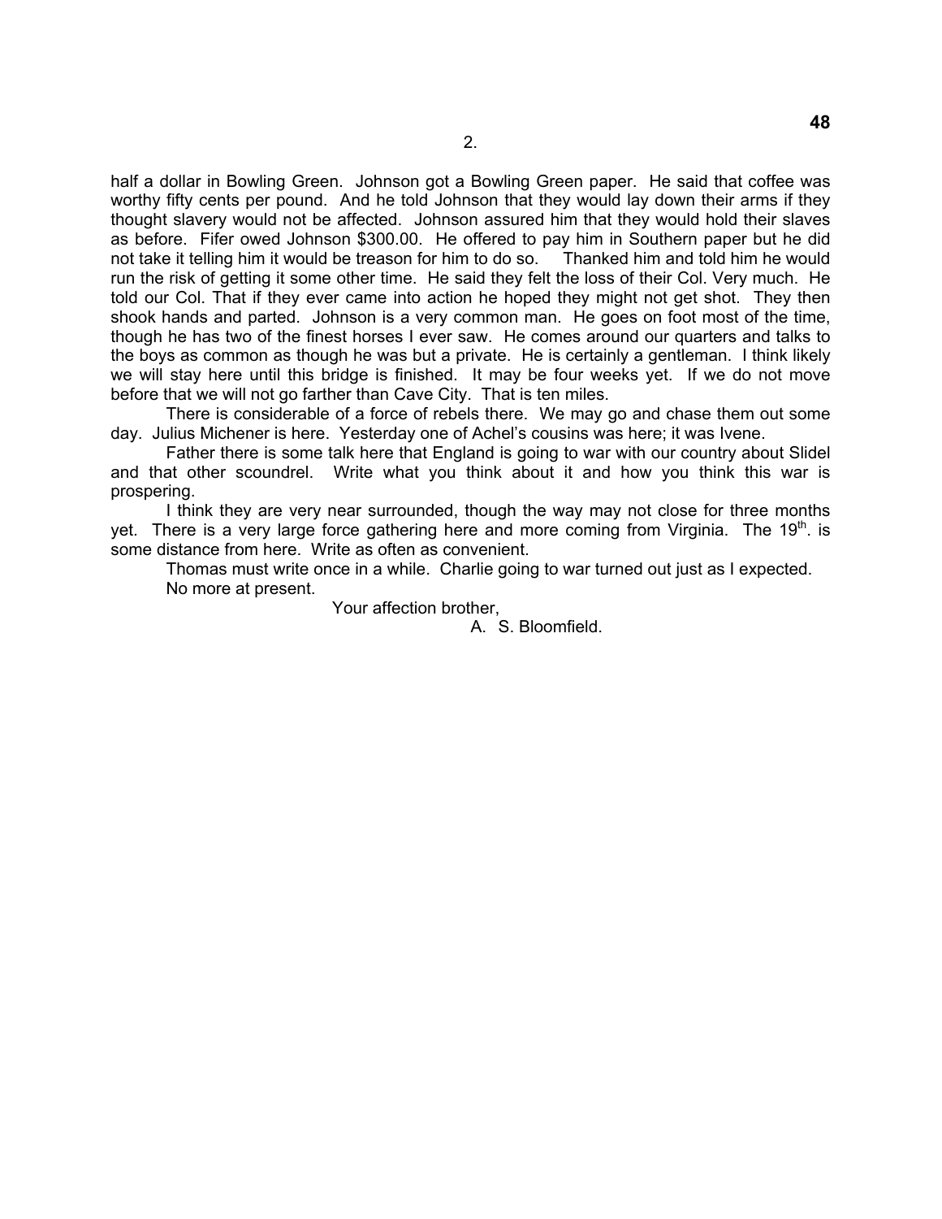2.

half a dollar in Bowling Green. Johnson got a Bowling Green paper. He said that coffee was worthy fifty cents per pound. And he told Johnson that they would lay down their arms if they thought slavery would not be affected. Johnson assured him that they would hold their slaves as before. Fifer owed Johnson $300.00. He offered to pay him in Southern paper but he did not take it telling him it would be treason for him to do so. Thanked him and told him he would run the risk of getting it some other time. He said they felt the loss of their Col. Very much. He told our Col. That if they ever came into action he hoped they might not get shot. They then shook hands and parted. Johnson is a very common man. He goes on foot most of the time, though he has two of the finest horses I ever saw. He comes around our quarters and talks to the boys as common as though he was but a private. He is certainly a gentleman. I think likely we will stay here until this bridge is finished. It may be four weeks yet. If we do not move before that we will not go farther than Cave City. That is ten miles.

There is considerable of a force of rebels there. We may go and chase them out some day. Julius Michener is here. Yesterday one of Achel's cousins was here; it was Ivene.

Father there is some talk here that England is going to war with our country about Slidel and that other scoundrel. Write what you think about it and how you think this war is prospering.

I think they are very near surrounded, though the way may not close for three months yet. There is a very large force gathering here and more coming from Virginia. The 19th. is some distance from here. Write as often as convenient.

Thomas must write once in a while. Charlie going to war turned out just as I expected.

No more at present.

Your affection brother,

A. S. Bloomfield.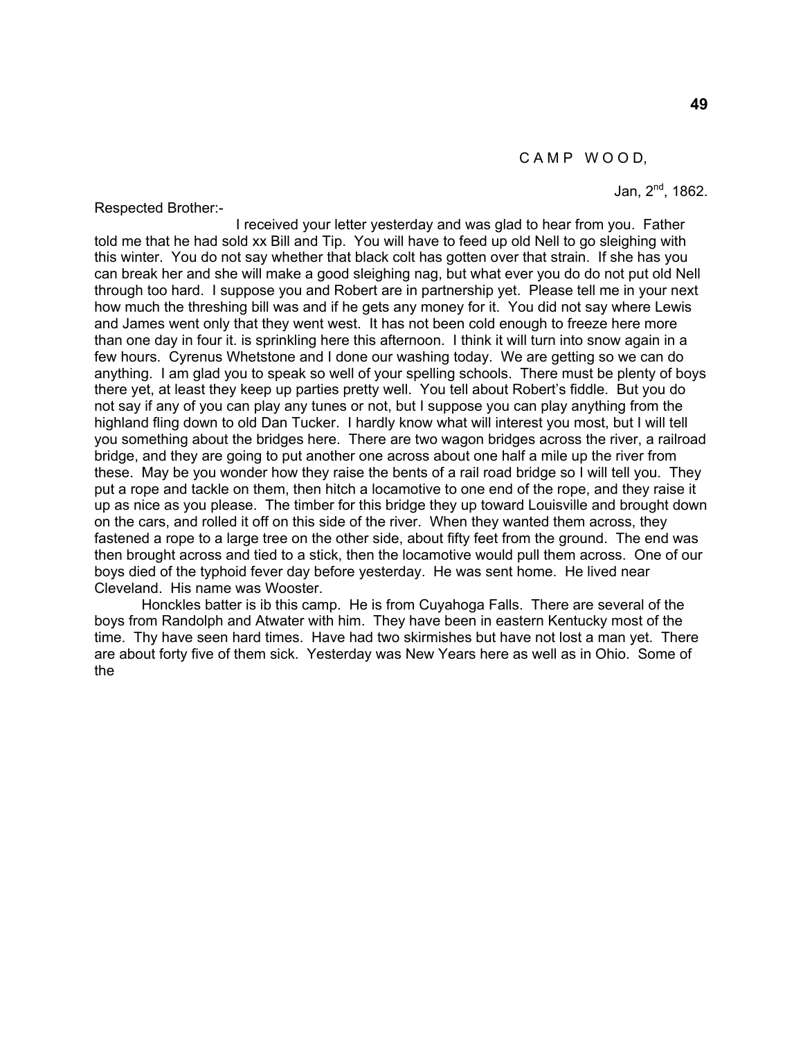CAMP WOOD,

Jan, 2nd, 1862.

Respected Brother:-

I received your letter yesterday and was glad to hear from you. Father told me that he had sold xx Bill and Tip. You will have to feed up old Nell to go sleighing with this winter. You do not say whether that black colt has gotten over that strain. If she has you can break her and she will make a good sleighing nag, but what ever you do do not put old Nell through too hard. I suppose you and Robert are in partnership yet. Please tell me in your next how much the threshing bill was and if he gets any money for it. You did not say where Lewis and James went only that they went west. It has not been cold enough to freeze here more than one day in four it. is sprinkling here this afternoon. I think it will turn into snow again in a few hours. Cyrenus Whetstone and I done our washing today. We are getting so we can do anything. I am glad you to speak so well of your spelling schools. There must be plenty of boys there yet, at least they keep up parties pretty well. You tell about Robert's fiddle. But you do not say if any of you can play any tunes or not, but I suppose you can play anything from the highland fling down to old Dan Tucker. I hardly know what will interest you most, but I will tell you something about the bridges here. There are two wagon bridges across the river, a railroad bridge, and they are going to put another one across about one half a mile up the river from these. May be you wonder how they raise the bents of a rail road bridge so I will tell you. They put a rope and tackle on them, then hitch a locamotive to one end of the rope, and they raise it up as nice as you please. The timber for this bridge they up toward Louisville and brought down on the cars, and rolled it off on this side of the river. When they wanted them across, they fastened a rope to a large tree on the other side, about fifty feet from the ground. The end was then brought across and tied to a stick, then the locamotive would pull them across. One of our boys died of the typhoid fever day before yesterday. He was sent home. He lived near Cleveland. His name was Wooster.

Honckles batter is ib this camp. He is from Cuyahoga Falls. There are several of the boys from Randolph and Atwater with him. They have been in eastern Kentucky most of the time. Thy have seen hard times. Have had two skirmishes but have not lost a man yet. There are about forty five of them sick. Yesterday was New Years here as well as in Ohio. Some of the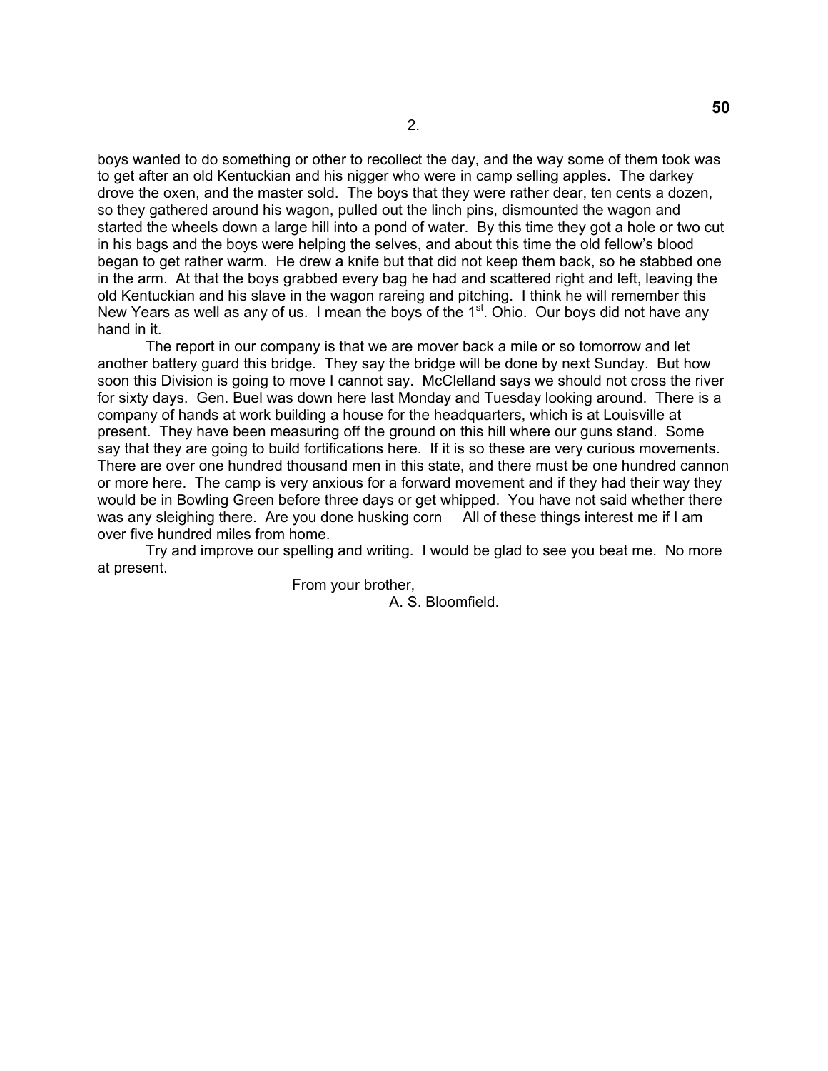boys wanted to do something or other to recollect the day, and the way some of them took was to get after an old Kentuckian and his nigger who were in camp selling apples. The darkey drove the oxen, and the master sold. The boys that they were rather dear, ten cents a dozen, so they gathered around his wagon, pulled out the linch pins, dismounted the wagon and started the wheels down a large hill into a pond of water. By this time they got a hole or two cut in his bags and the boys were helping the selves, and about this time the old fellow's blood began to get rather warm. He drew a knife but that did not keep them back, so he stabbed one in the arm. At that the boys grabbed every bag he had and scattered right and left, leaving the old Kentuckian and his slave in the wagon rareing and pitching. I think he will remember this New Years as well as any of us. I mean the boys of the 1st. Ohio. Our boys did not have any hand in it.

The report in our company is that we are mover back a mile or so tomorrow and let another battery guard this bridge. They say the bridge will be done by next Sunday. But how soon this Division is going to move I cannot say. McClelland says we should not cross the river for sixty days. Gen. Buel was down here last Monday and Tuesday looking around. There is a company of hands at work building a house for the headquarters, which is at Louisville at present. They have been measuring off the ground on this hill where our guns stand. Some say that they are going to build fortifications here. If it is so these are very curious movements. There are over one hundred thousand men in this state, and there must be one hundred cannon or more here. The camp is very anxious for a forward movement and if they had their way they would be in Bowling Green before three days or get whipped. You have not said whether there was any sleighing there. Are you done husking corn All of these things interest me if I am over five hundred miles from home.

Try and improve our spelling and writing. I would be glad to see you beat me. No more at present.

From your brother,

A. S. Bloomfield.